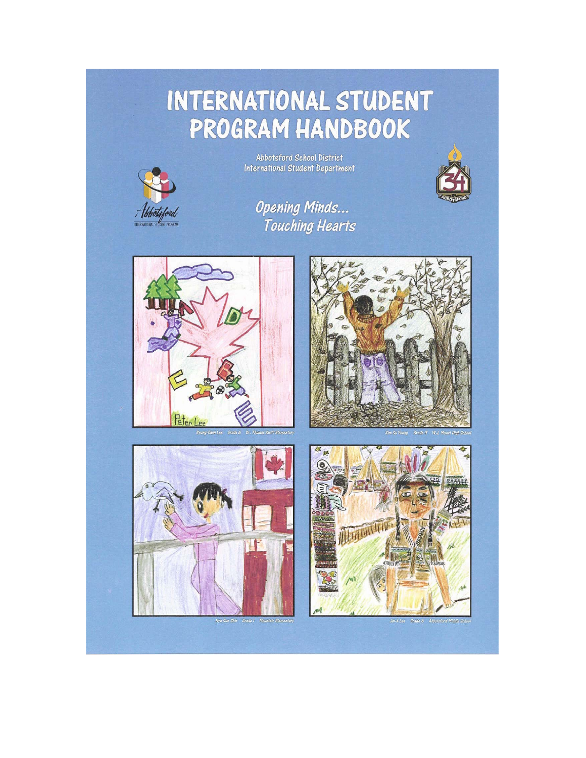# INTERNATIONAL STUDENT PROGRAM HANDBOOK

Abbotsford School District
International Student Department

*Opening Minds...*
*Touching Hearts*

Byung-Chan Lee Grade 5 Dr. Thomas Swift Elementary

Kim So Young Grade 9 W.J. Mouat High School

Hye Sun Shin Grade 1 Mountain Elementary

Jin-A Lee Grade 6 Abbotsford Middle School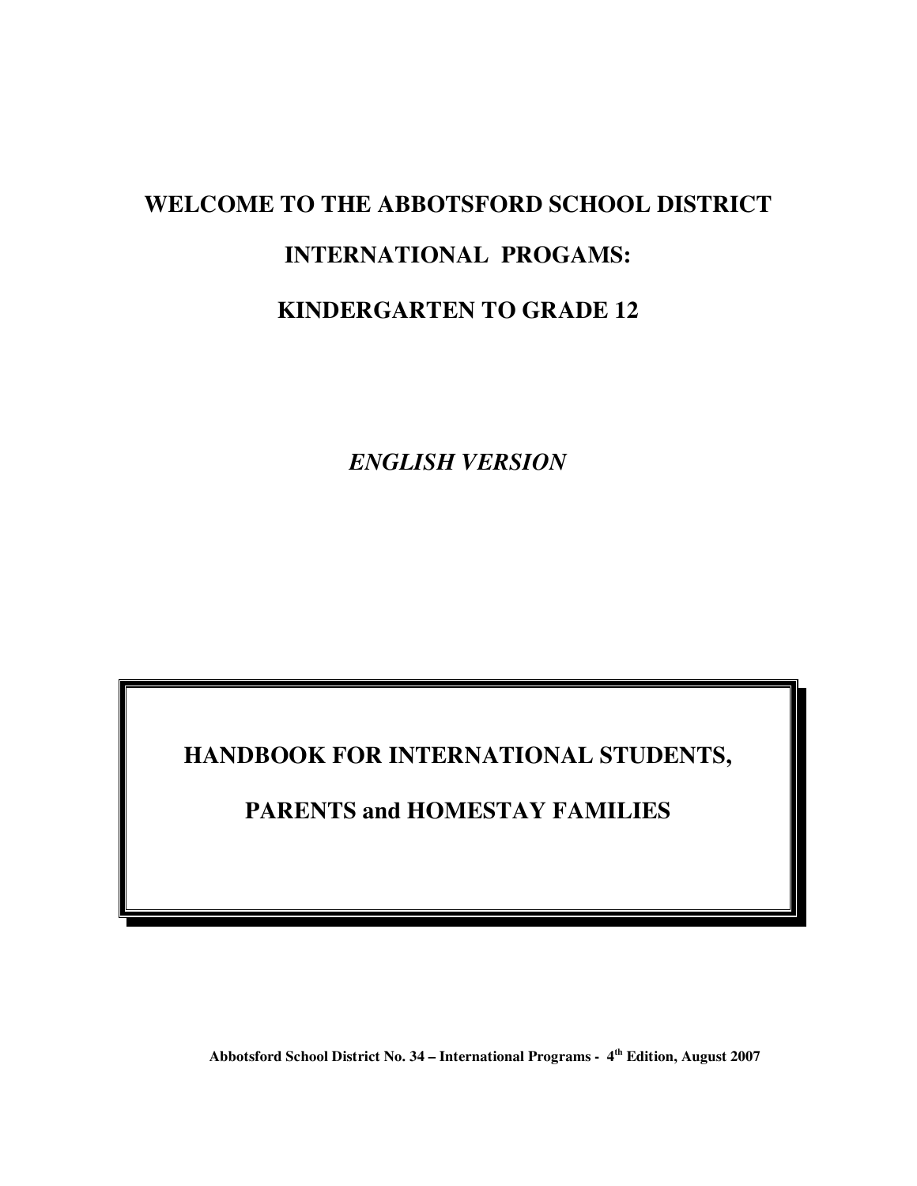# WELCOME TO THE ABBOTSFORD SCHOOL DISTRICT

# INTERNATIONAL PROGAMS:

# KINDERGARTEN TO GRADE 12

*ENGLISH VERSION*

## HANDBOOK FOR INTERNATIONAL STUDENTS,

## PARENTS and HOMESTAY FAMILIES

**Abbotsford School District No. 34 – International Programs - 4th Edition, August 2007**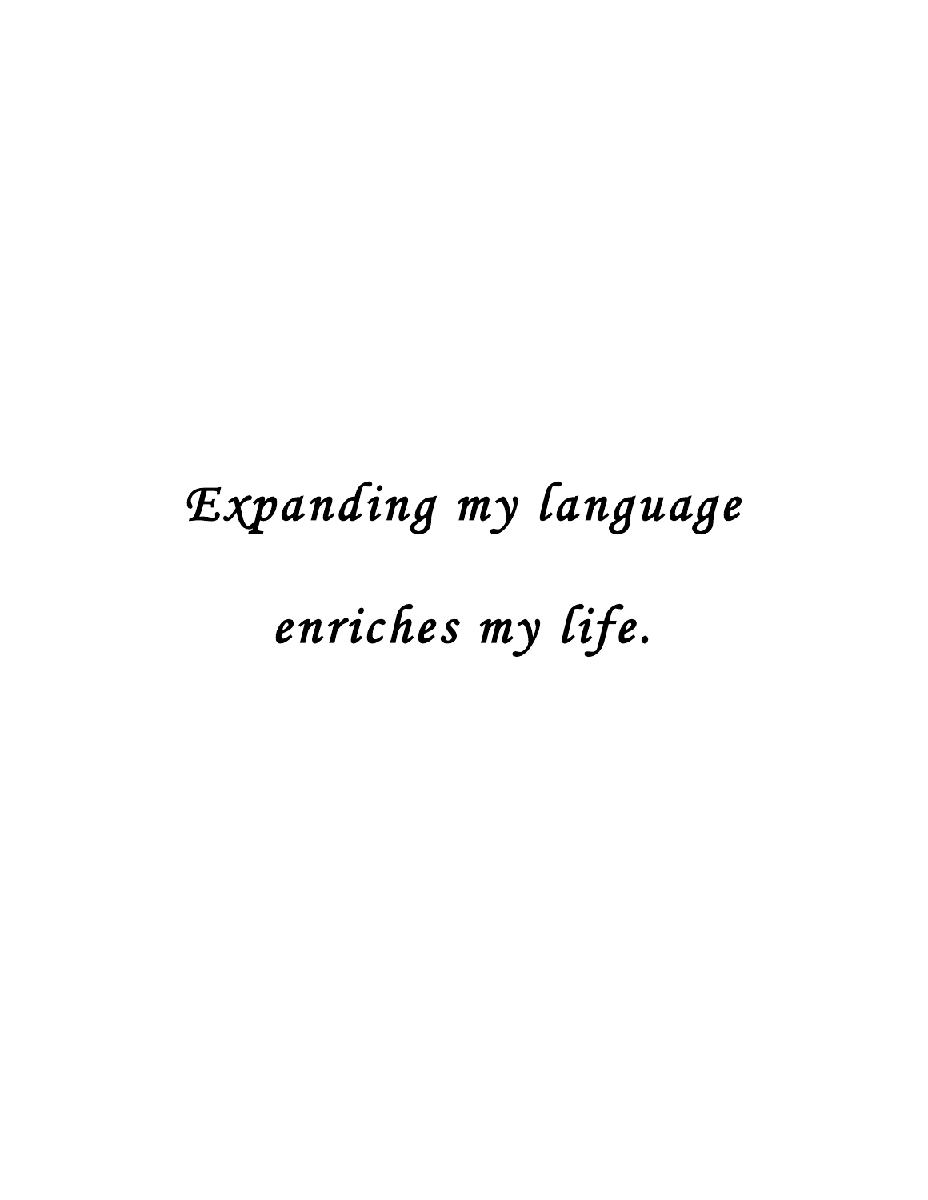*Expanding my language*

*enriches my life.*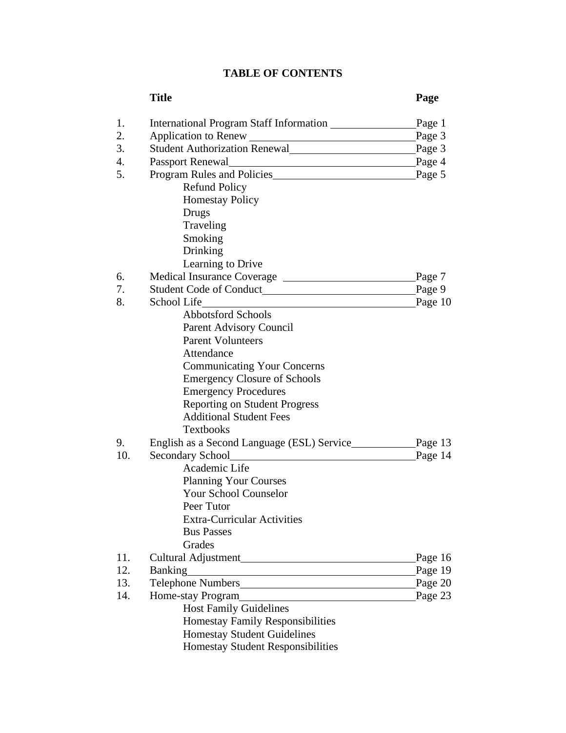# TABLE OF CONTENTS

| | Title | Page |
|---|---|---|
| 1. | International Program Staff Information | Page 1 |
| 2. | Application to Renew | Page 3 |
| 3. | Student Authorization Renewal | Page 3 |
| 4. | Passport Renewal | Page 4 |
| 5. | Program Rules and Policies | Page 5 |
| | Refund Policy | |
| | Homestay Policy | |
| | Drugs | |
| | Traveling | |
| | Smoking | |
| | Drinking | |
| | Learning to Drive | |
| 6. | Medical Insurance Coverage | Page 7 |
| 7. | Student Code of Conduct | Page 9 |
| 8. | School Life | Page 10 |
| | Abbotsford Schools | |
| | Parent Advisory Council | |
| | Parent Volunteers | |
| | Attendance | |
| | Communicating Your Concerns | |
| | Emergency Closure of Schools | |
| | Emergency Procedures | |
| | Reporting on Student Progress | |
| | Additional Student Fees | |
| | Textbooks | |
| 9. | English as a Second Language (ESL) Service | Page 13 |
| 10. | Secondary School | Page 14 |
| | Academic Life | |
| | Planning Your Courses | |
| | Your School Counselor | |
| | Peer Tutor | |
| | Extra-Curricular Activities | |
| | Bus Passes | |
| | Grades | |
| 11. | Cultural Adjustment | Page 16 |
| 12. | Banking | Page 19 |
| 13. | Telephone Numbers | Page 20 |
| 14. | Home-stay Program | Page 23 |
| | Host Family Guidelines | |
| | Homestay Family Responsibilities | |
| | Homestay Student Guidelines | |
| | Homestay Student Responsibilities | |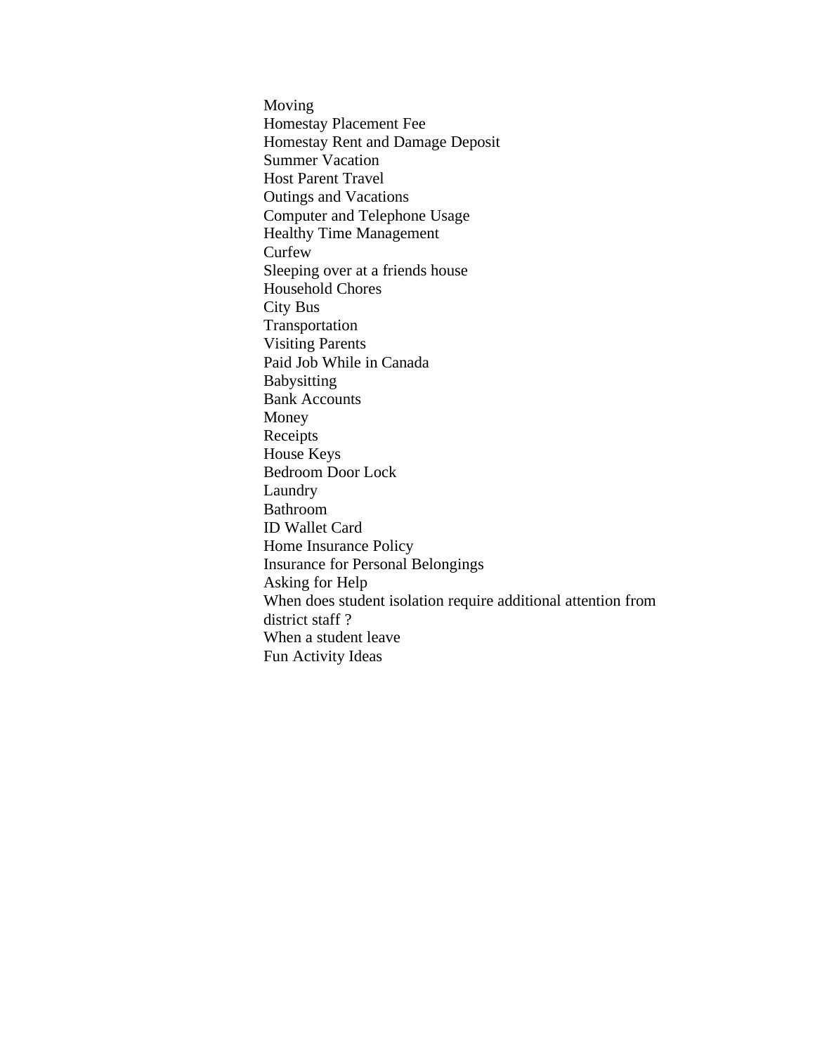Moving
Homestay Placement Fee
Homestay Rent and Damage Deposit
Summer Vacation
Host Parent Travel
Outings and Vacations
Computer and Telephone Usage
Healthy Time Management
Curfew
Sleeping over at a friends house
Household Chores
City Bus
Transportation
Visiting Parents
Paid Job While in Canada
Babysitting
Bank Accounts
Money
Receipts
House Keys
Bedroom Door Lock
Laundry
Bathroom
ID Wallet Card
Home Insurance Policy
Insurance for Personal Belongings
Asking for Help
When does student isolation require additional attention from district staff ?
When a student leave
Fun Activity Ideas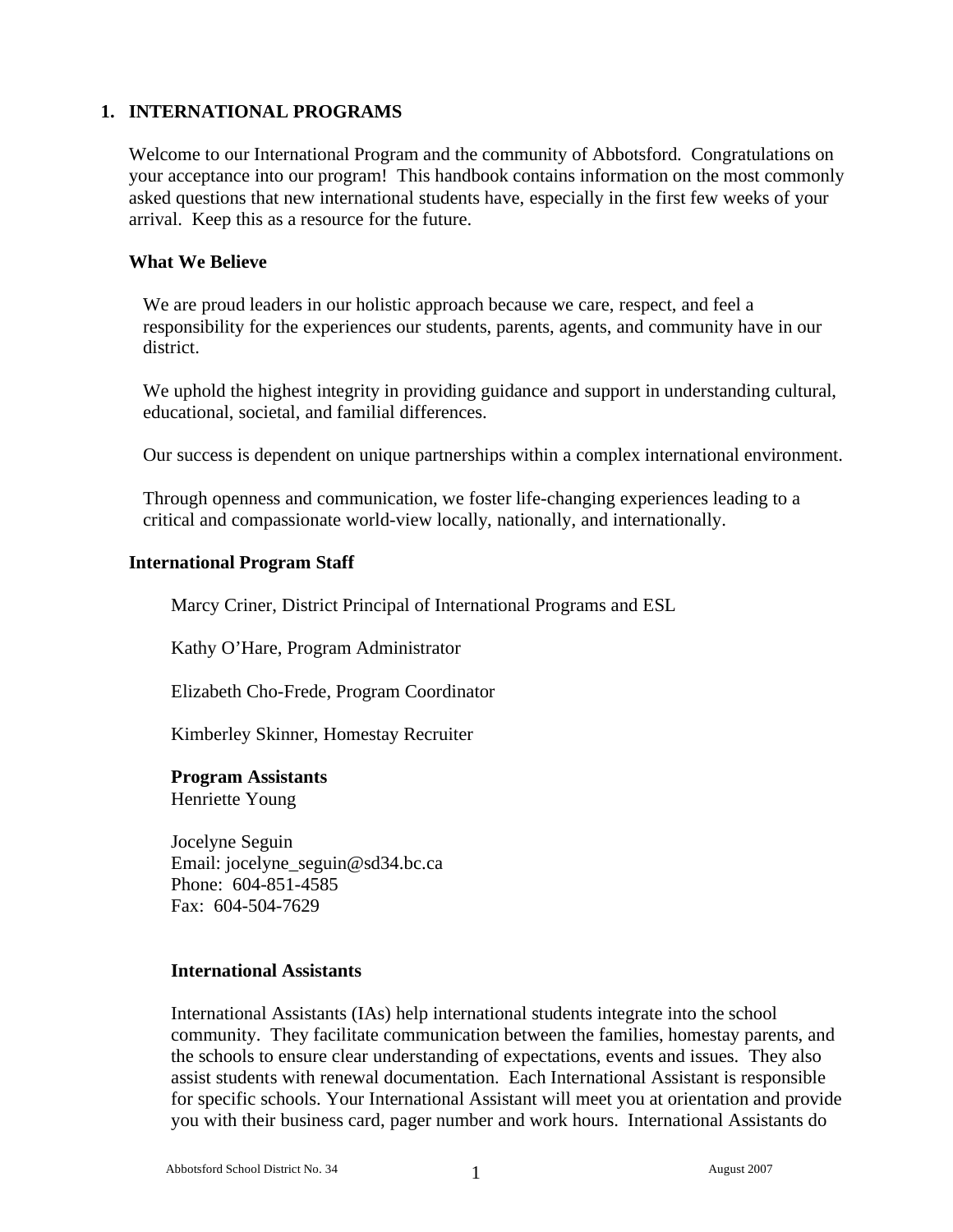# 1. INTERNATIONAL PROGRAMS

Welcome to our International Program and the community of Abbotsford. Congratulations on your acceptance into our program! This handbook contains information on the most commonly asked questions that new international students have, especially in the first few weeks of your arrival. Keep this as a resource for the future.

## What We Believe

We are proud leaders in our holistic approach because we care, respect, and feel a responsibility for the experiences our students, parents, agents, and community have in our district.

We uphold the highest integrity in providing guidance and support in understanding cultural, educational, societal, and familial differences.

Our success is dependent on unique partnerships within a complex international environment.

Through openness and communication, we foster life-changing experiences leading to a critical and compassionate world-view locally, nationally, and internationally.

## International Program Staff

Marcy Criner, District Principal of International Programs and ESL

Kathy O'Hare, Program Administrator

Elizabeth Cho-Frede, Program Coordinator

Kimberley Skinner, Homestay Recruiter

**Program Assistants**
Henriette Young

Jocelyne Seguin
Email: jocelyne_seguin@sd34.bc.ca
Phone: 604-851-4585
Fax: 604-504-7629

### International Assistants

International Assistants (IAs) help international students integrate into the school community. They facilitate communication between the families, homestay parents, and the schools to ensure clear understanding of expectations, events and issues. They also assist students with renewal documentation. Each International Assistant is responsible for specific schools. Your International Assistant will meet you at orientation and provide you with their business card, pager number and work hours. International Assistants do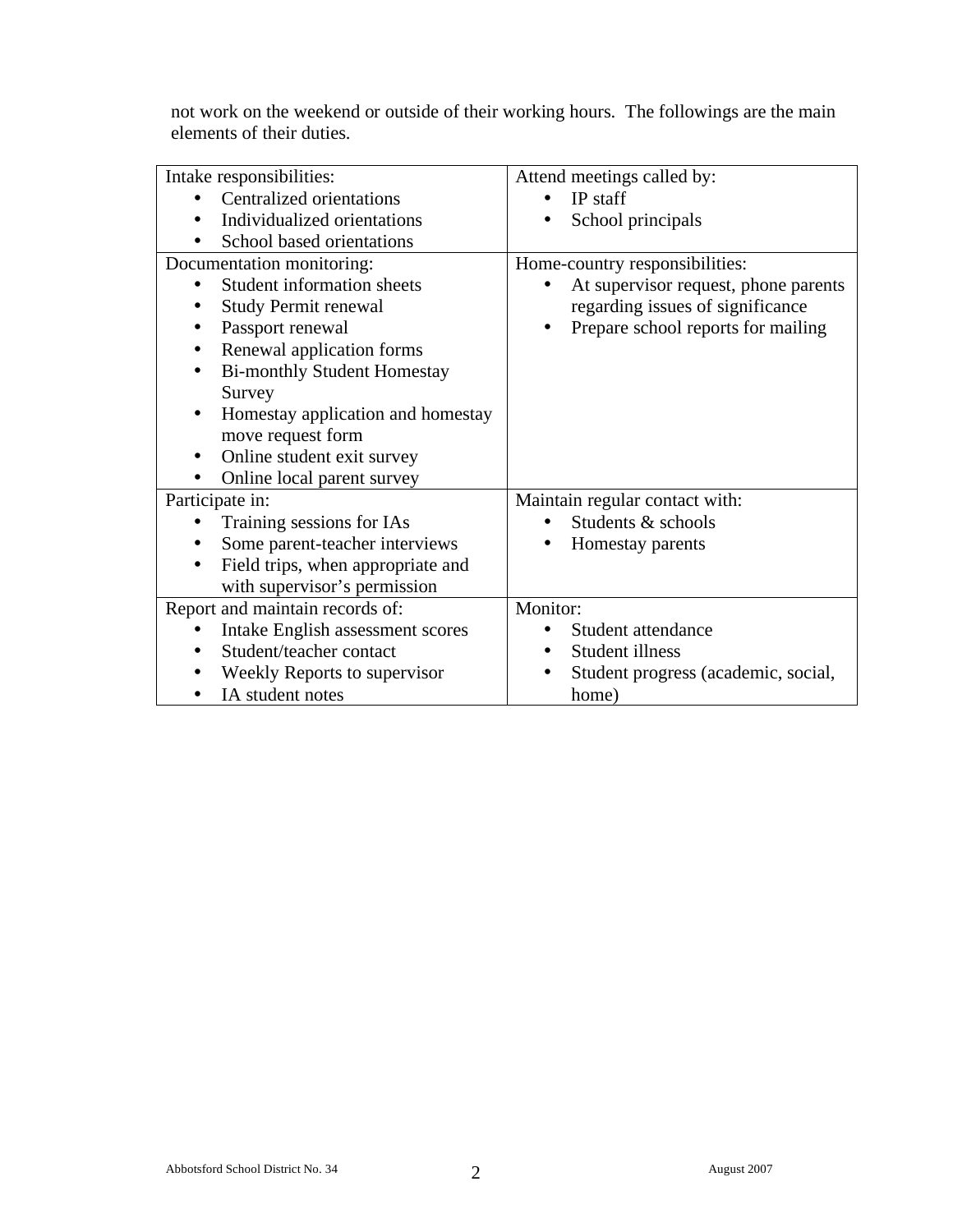not work on the weekend or outside of their working hours. The followings are the main elements of their duties.

| Intake responsibilities:<br>• Centralized orientations<br>• Individualized orientations<br>• School based orientations | Attend meetings called by:<br>• IP staff<br>• School principals |
|---|---|
| Documentation monitoring:<br>• Student information sheets<br>• Study Permit renewal<br>• Passport renewal<br>• Renewal application forms<br>• Bi-monthly Student Homestay Survey<br>• Homestay application and homestay move request form<br>• Online student exit survey<br>• Online local parent survey | Home-country responsibilities:<br>• At supervisor request, phone parents regarding issues of significance<br>• Prepare school reports for mailing |
| Participate in:<br>• Training sessions for IAs<br>• Some parent-teacher interviews<br>• Field trips, when appropriate and with supervisor's permission | Maintain regular contact with:<br>• Students & schools<br>• Homestay parents |
| Report and maintain records of:<br>• Intake English assessment scores<br>• Student/teacher contact<br>• Weekly Reports to supervisor<br>• IA student notes | Monitor:<br>• Student attendance<br>• Student illness<br>• Student progress (academic, social, home) |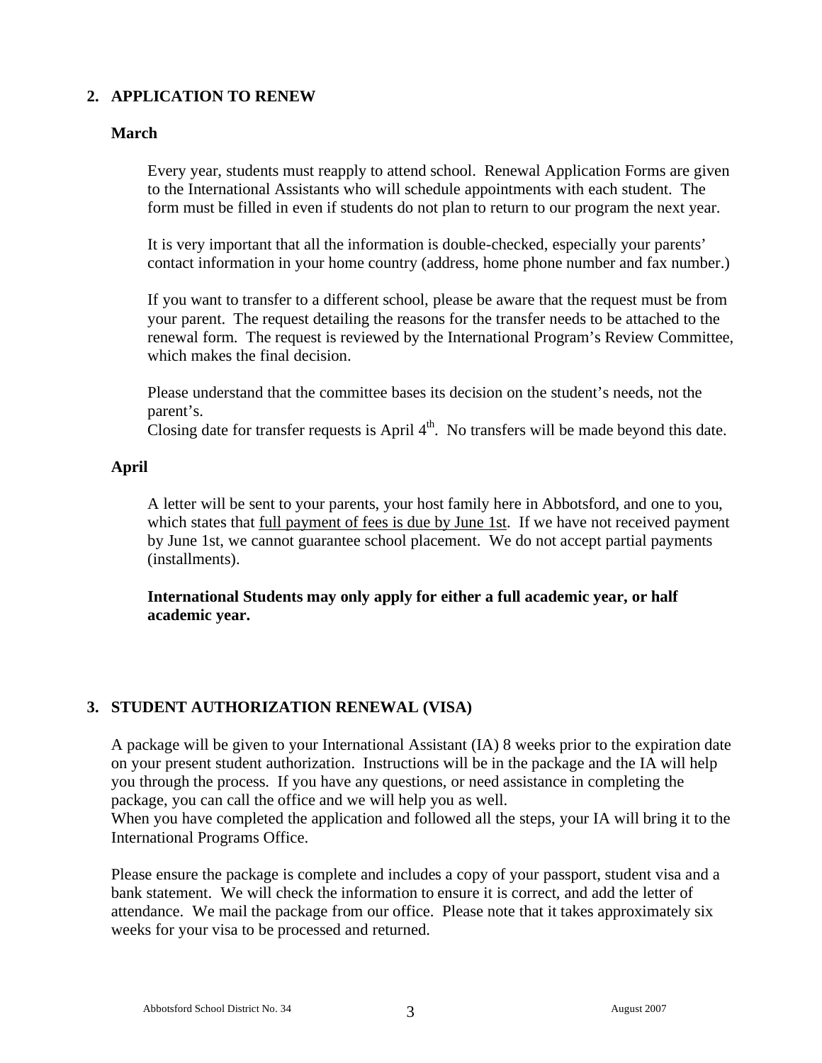## 2. APPLICATION TO RENEW

### March

Every year, students must reapply to attend school. Renewal Application Forms are given to the International Assistants who will schedule appointments with each student. The form must be filled in even if students do not plan to return to our program the next year.

It is very important that all the information is double-checked, especially your parents' contact information in your home country (address, home phone number and fax number.)

If you want to transfer to a different school, please be aware that the request must be from your parent. The request detailing the reasons for the transfer needs to be attached to the renewal form. The request is reviewed by the International Program's Review Committee, which makes the final decision.

Please understand that the committee bases its decision on the student's needs, not the parent's.
Closing date for transfer requests is April 4th. No transfers will be made beyond this date.

### April

A letter will be sent to your parents, your host family here in Abbotsford, and one to you, which states that <u>full payment of fees is due by June 1st</u>. If we have not received payment by June 1st, we cannot guarantee school placement. We do not accept partial payments (installments).

**International Students may only apply for either a full academic year, or half academic year.**

## 3. STUDENT AUTHORIZATION RENEWAL (VISA)

A package will be given to your International Assistant (IA) 8 weeks prior to the expiration date on your present student authorization. Instructions will be in the package and the IA will help you through the process. If you have any questions, or need assistance in completing the package, you can call the office and we will help you as well.
When you have completed the application and followed all the steps, your IA will bring it to the International Programs Office.

Please ensure the package is complete and includes a copy of your passport, student visa and a bank statement. We will check the information to ensure it is correct, and add the letter of attendance. We mail the package from our office. Please note that it takes approximately six weeks for your visa to be processed and returned.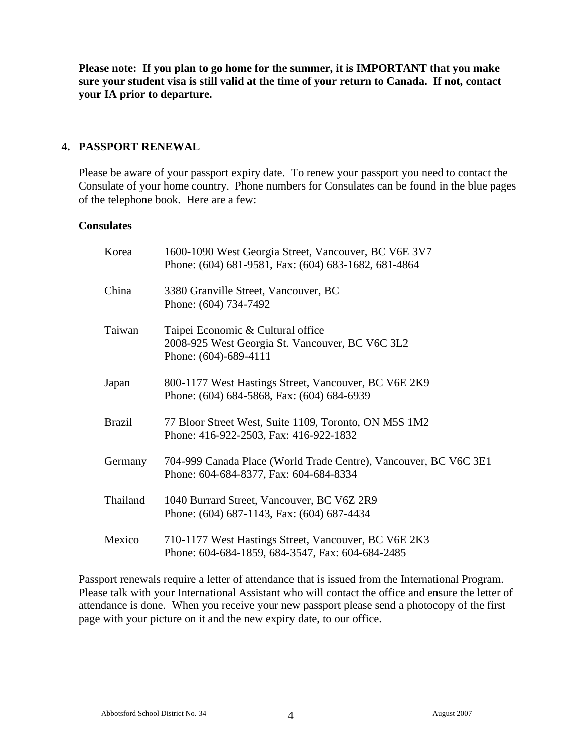**Please note: If you plan to go home for the summer, it is IMPORTANT that you make sure your student visa is still valid at the time of your return to Canada. If not, contact your IA prior to departure.**

## 4. PASSPORT RENEWAL

Please be aware of your passport expiry date. To renew your passport you need to contact the Consulate of your home country. Phone numbers for Consulates can be found in the blue pages of the telephone book. Here are a few:

**Consulates**

| | |
|---|---|
| Korea | 1600-1090 West Georgia Street, Vancouver, BC V6E 3V7<br>Phone: (604) 681-9581, Fax: (604) 683-1682, 681-4864 |
| China | 3380 Granville Street, Vancouver, BC<br>Phone: (604) 734-7492 |
| Taiwan | Taipei Economic & Cultural office<br>2008-925 West Georgia St. Vancouver, BC V6C 3L2<br>Phone: (604)-689-4111 |
| Japan | 800-1177 West Hastings Street, Vancouver, BC V6E 2K9<br>Phone: (604) 684-5868, Fax: (604) 684-6939 |
| Brazil | 77 Bloor Street West, Suite 1109, Toronto, ON M5S 1M2<br>Phone: 416-922-2503, Fax: 416-922-1832 |
| Germany | 704-999 Canada Place (World Trade Centre), Vancouver, BC V6C 3E1<br>Phone: 604-684-8377, Fax: 604-684-8334 |
| Thailand | 1040 Burrard Street, Vancouver, BC V6Z 2R9<br>Phone: (604) 687-1143, Fax: (604) 687-4434 |
| Mexico | 710-1177 West Hastings Street, Vancouver, BC V6E 2K3<br>Phone: 604-684-1859, 684-3547, Fax: 604-684-2485 |

Passport renewals require a letter of attendance that is issued from the International Program. Please talk with your International Assistant who will contact the office and ensure the letter of attendance is done. When you receive your new passport please send a photocopy of the first page with your picture on it and the new expiry date, to our office.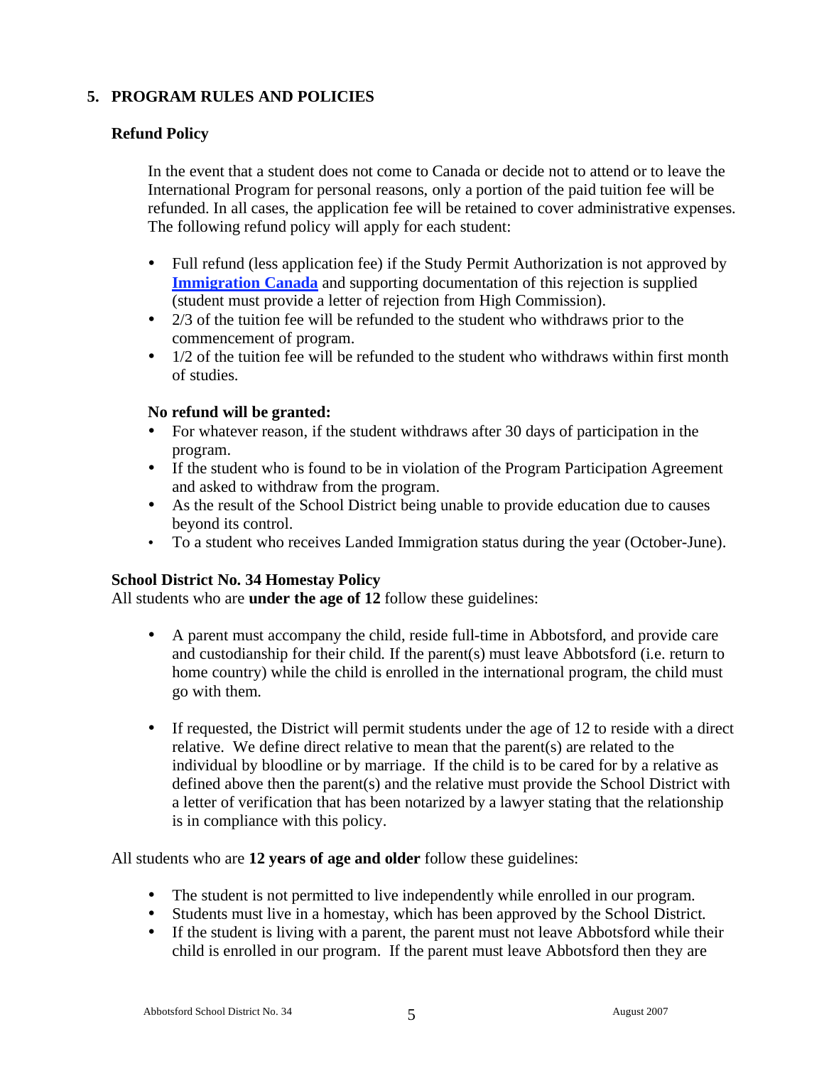## 5. PROGRAM RULES AND POLICIES

### Refund Policy

In the event that a student does not come to Canada or decide not to attend or to leave the International Program for personal reasons, only a portion of the paid tuition fee will be refunded. In all cases, the application fee will be retained to cover administrative expenses. The following refund policy will apply for each student:

- Full refund (less application fee) if the Study Permit Authorization is not approved by **Immigration Canada** and supporting documentation of this rejection is supplied (student must provide a letter of rejection from High Commission).
- 2/3 of the tuition fee will be refunded to the student who withdraws prior to the commencement of program.
- 1/2 of the tuition fee will be refunded to the student who withdraws within first month of studies.

**No refund will be granted:**

- For whatever reason, if the student withdraws after 30 days of participation in the program.
- If the student who is found to be in violation of the Program Participation Agreement and asked to withdraw from the program.
- As the result of the School District being unable to provide education due to causes beyond its control.
- To a student who receives Landed Immigration status during the year (October-June).

### School District No. 34 Homestay Policy

All students who are **under the age of 12** follow these guidelines:

- A parent must accompany the child, reside full-time in Abbotsford, and provide care and custodianship for their child. If the parent(s) must leave Abbotsford (i.e. return to home country) while the child is enrolled in the international program, the child must go with them.

- If requested, the District will permit students under the age of 12 to reside with a direct relative. We define direct relative to mean that the parent(s) are related to the individual by bloodline or by marriage. If the child is to be cared for by a relative as defined above then the parent(s) and the relative must provide the School District with a letter of verification that has been notarized by a lawyer stating that the relationship is in compliance with this policy.

All students who are **12 years of age and older** follow these guidelines:

- The student is not permitted to live independently while enrolled in our program.
- Students must live in a homestay, which has been approved by the School District.
- If the student is living with a parent, the parent must not leave Abbotsford while their child is enrolled in our program. If the parent must leave Abbotsford then they are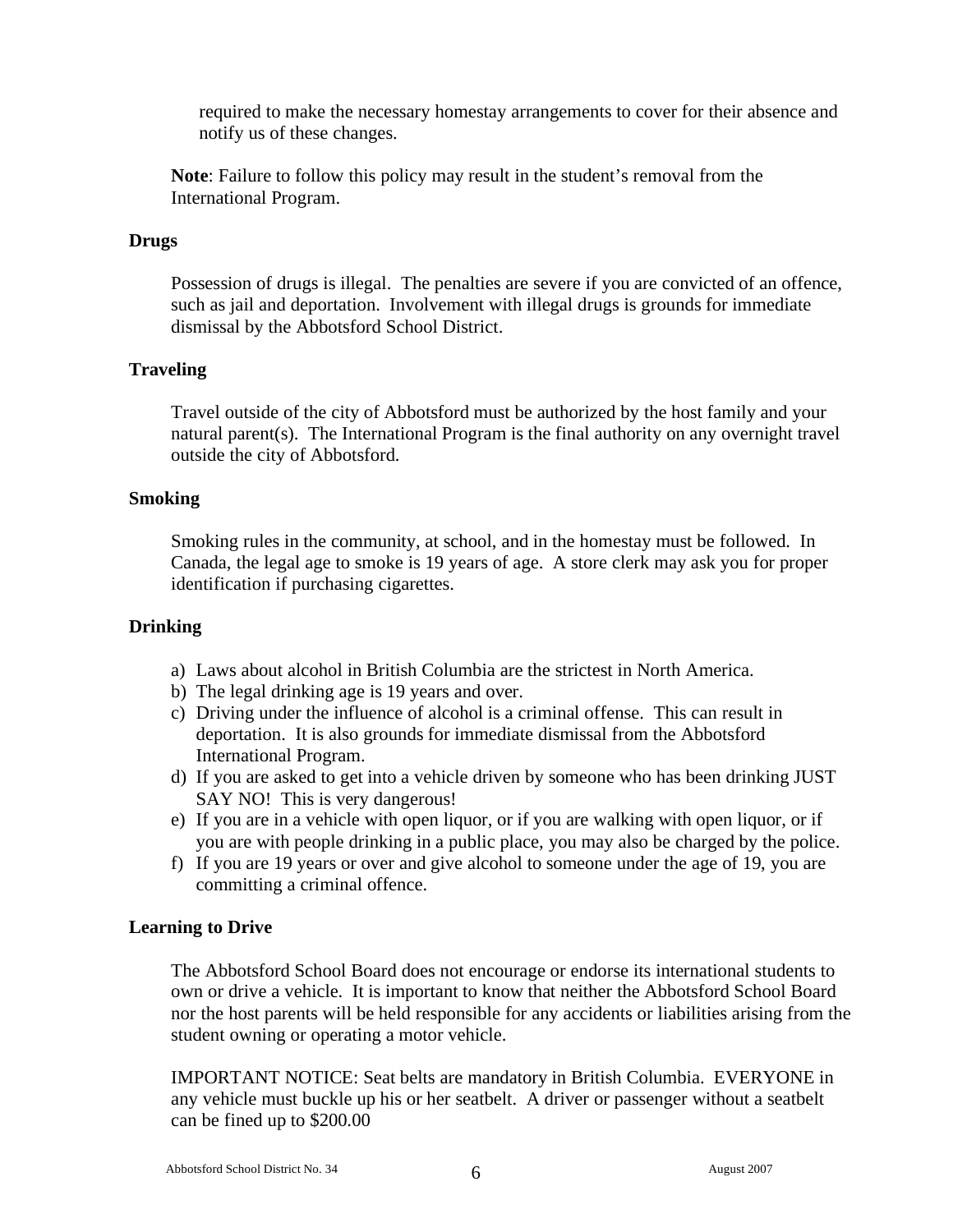required to make the necessary homestay arrangements to cover for their absence and notify us of these changes.

**Note**: Failure to follow this policy may result in the student's removal from the International Program.

### Drugs

Possession of drugs is illegal. The penalties are severe if you are convicted of an offence, such as jail and deportation. Involvement with illegal drugs is grounds for immediate dismissal by the Abbotsford School District.

### Traveling

Travel outside of the city of Abbotsford must be authorized by the host family and your natural parent(s). The International Program is the final authority on any overnight travel outside the city of Abbotsford.

### Smoking

Smoking rules in the community, at school, and in the homestay must be followed. In Canada, the legal age to smoke is 19 years of age. A store clerk may ask you for proper identification if purchasing cigarettes.

### Drinking

a) Laws about alcohol in British Columbia are the strictest in North America.
b) The legal drinking age is 19 years and over.
c) Driving under the influence of alcohol is a criminal offense. This can result in deportation. It is also grounds for immediate dismissal from the Abbotsford International Program.
d) If you are asked to get into a vehicle driven by someone who has been drinking JUST SAY NO! This is very dangerous!
e) If you are in a vehicle with open liquor, or if you are walking with open liquor, or if you are with people drinking in a public place, you may also be charged by the police.
f) If you are 19 years or over and give alcohol to someone under the age of 19, you are committing a criminal offence.

### Learning to Drive

The Abbotsford School Board does not encourage or endorse its international students to own or drive a vehicle. It is important to know that neither the Abbotsford School Board nor the host parents will be held responsible for any accidents or liabilities arising from the student owning or operating a motor vehicle.

IMPORTANT NOTICE: Seat belts are mandatory in British Columbia. EVERYONE in any vehicle must buckle up his or her seatbelt. A driver or passenger without a seatbelt can be fined up to $200.00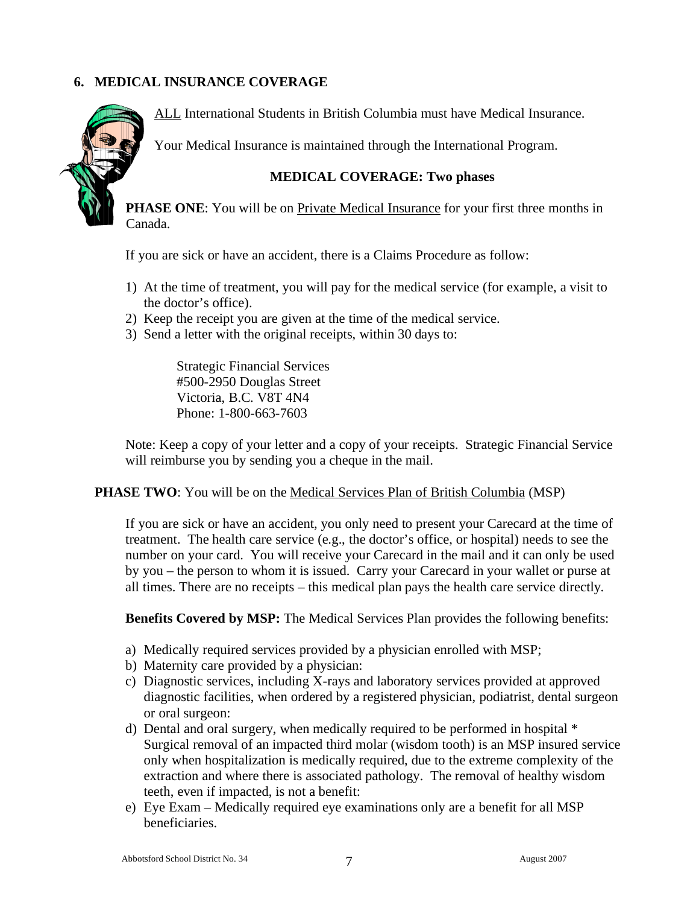## 6. MEDICAL INSURANCE COVERAGE

ALL International Students in British Columbia must have Medical Insurance.

Your Medical Insurance is maintained through the International Program.

### MEDICAL COVERAGE: Two phases

**PHASE ONE**: You will be on Private Medical Insurance for your first three months in Canada.

If you are sick or have an accident, there is a Claims Procedure as follow:

1) At the time of treatment, you will pay for the medical service (for example, a visit to the doctor's office).
2) Keep the receipt you are given at the time of the medical service.
3) Send a letter with the original receipts, within 30 days to:

   Strategic Financial Services
   #500-2950 Douglas Street
   Victoria, B.C. V8T 4N4
   Phone: 1-800-663-7603

Note: Keep a copy of your letter and a copy of your receipts. Strategic Financial Service will reimburse you by sending you a cheque in the mail.

**PHASE TWO**: You will be on the Medical Services Plan of British Columbia (MSP)

If you are sick or have an accident, you only need to present your Carecard at the time of treatment. The health care service (e.g., the doctor's office, or hospital) needs to see the number on your card. You will receive your Carecard in the mail and it can only be used by you – the person to whom it is issued. Carry your Carecard in your wallet or purse at all times. There are no receipts – this medical plan pays the health care service directly.

**Benefits Covered by MSP:** The Medical Services Plan provides the following benefits:

a) Medically required services provided by a physician enrolled with MSP;
b) Maternity care provided by a physician:
c) Diagnostic services, including X-rays and laboratory services provided at approved diagnostic facilities, when ordered by a registered physician, podiatrist, dental surgeon or oral surgeon:
d) Dental and oral surgery, when medically required to be performed in hospital * Surgical removal of an impacted third molar (wisdom tooth) is an MSP insured service only when hospitalization is medically required, due to the extreme complexity of the extraction and where there is associated pathology. The removal of healthy wisdom teeth, even if impacted, is not a benefit:
e) Eye Exam – Medically required eye examinations only are a benefit for all MSP beneficiaries.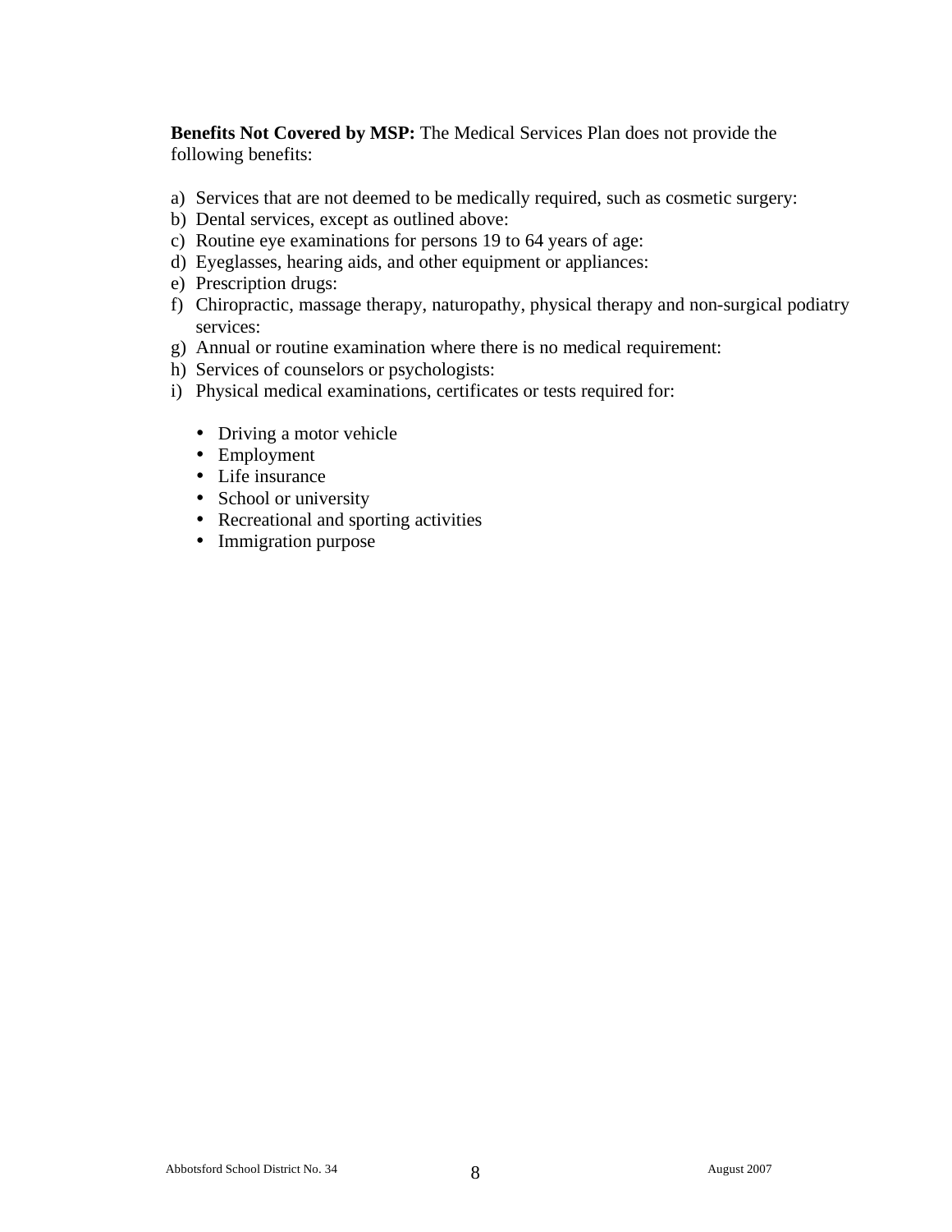**Benefits Not Covered by MSP:** The Medical Services Plan does not provide the following benefits:

a) Services that are not deemed to be medically required, such as cosmetic surgery:
b) Dental services, except as outlined above:
c) Routine eye examinations for persons 19 to 64 years of age:
d) Eyeglasses, hearing aids, and other equipment or appliances:
e) Prescription drugs:
f) Chiropractic, massage therapy, naturopathy, physical therapy and non-surgical podiatry services:
g) Annual or routine examination where there is no medical requirement:
h) Services of counselors or psychologists:
i) Physical medical examinations, certificates or tests required for:

- Driving a motor vehicle
- Employment
- Life insurance
- School or university
- Recreational and sporting activities
- Immigration purpose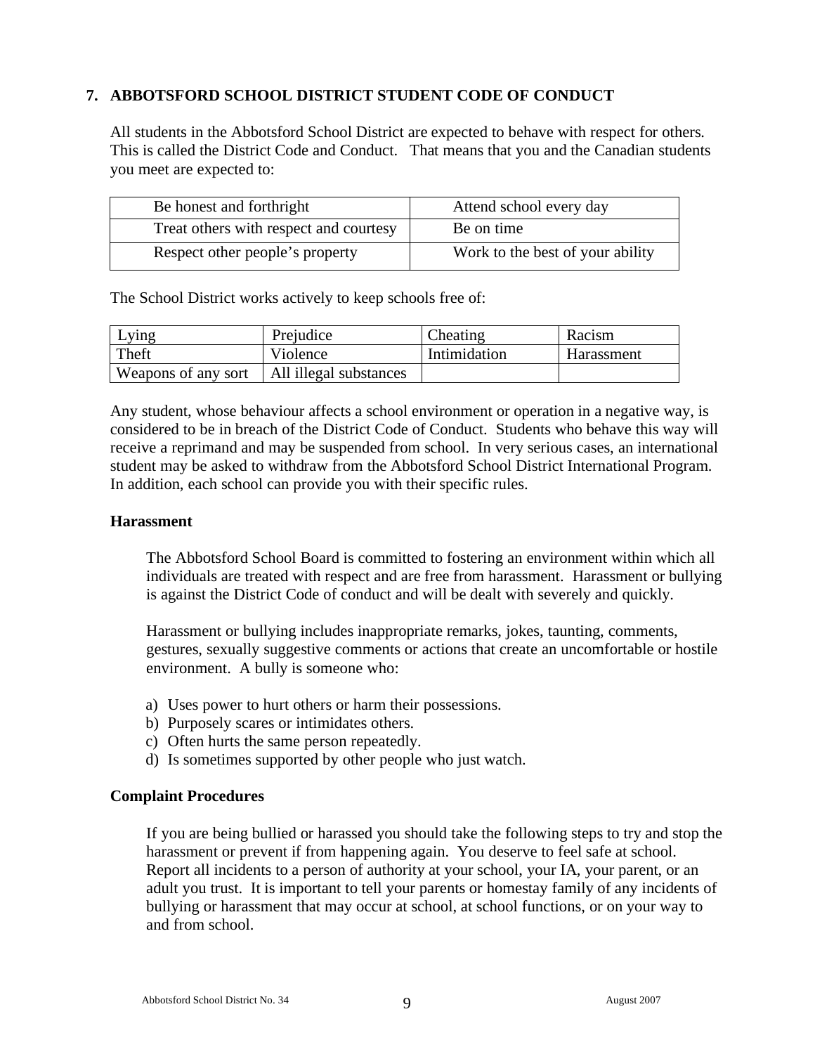## 7. ABBOTSFORD SCHOOL DISTRICT STUDENT CODE OF CONDUCT

All students in the Abbotsford School District are expected to behave with respect for others. This is called the District Code and Conduct. That means that you and the Canadian students you meet are expected to:

| | |
|---|---|
| Be honest and forthright | Attend school every day |
| Treat others with respect and courtesy | Be on time |
| Respect other people's property | Work to the best of your ability |

The School District works actively to keep schools free of:

| | | | |
|---|---|---|---|
| Lying | Prejudice | Cheating | Racism |
| Theft | Violence | Intimidation | Harassment |
| Weapons of any sort | All illegal substances | | |

Any student, whose behaviour affects a school environment or operation in a negative way, is considered to be in breach of the District Code of Conduct. Students who behave this way will receive a reprimand and may be suspended from school. In very serious cases, an international student may be asked to withdraw from the Abbotsford School District International Program. In addition, each school can provide you with their specific rules.

### Harassment

The Abbotsford School Board is committed to fostering an environment within which all individuals are treated with respect and are free from harassment. Harassment or bullying is against the District Code of conduct and will be dealt with severely and quickly.

Harassment or bullying includes inappropriate remarks, jokes, taunting, comments, gestures, sexually suggestive comments or actions that create an uncomfortable or hostile environment. A bully is someone who:

a) Uses power to hurt others or harm their possessions.
b) Purposely scares or intimidates others.
c) Often hurts the same person repeatedly.
d) Is sometimes supported by other people who just watch.

### Complaint Procedures

If you are being bullied or harassed you should take the following steps to try and stop the harassment or prevent if from happening again. You deserve to feel safe at school. Report all incidents to a person of authority at your school, your IA, your parent, or an adult you trust. It is important to tell your parents or homestay family of any incidents of bullying or harassment that may occur at school, at school functions, or on your way to and from school.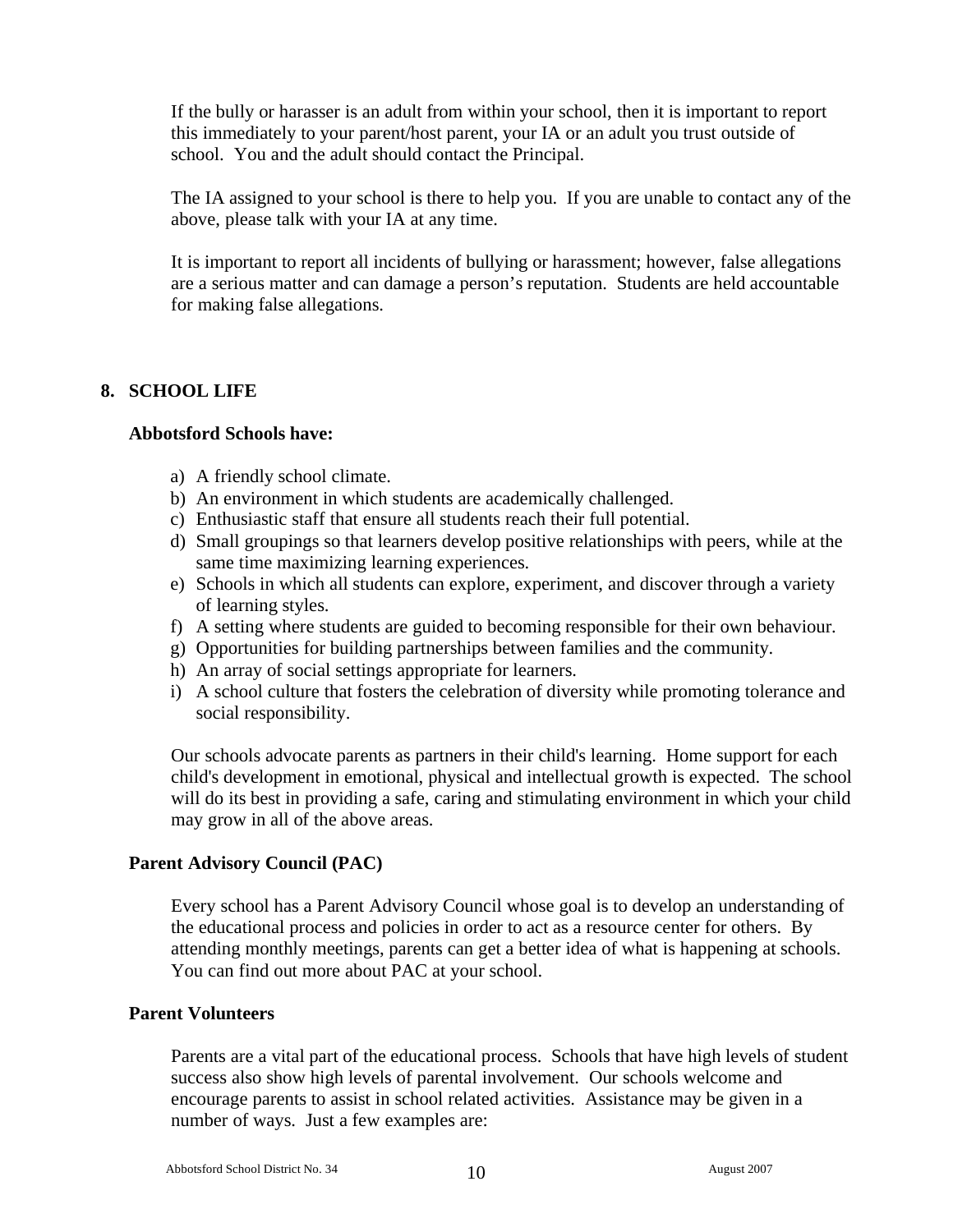If the bully or harasser is an adult from within your school, then it is important to report this immediately to your parent/host parent, your IA or an adult you trust outside of school. You and the adult should contact the Principal.

The IA assigned to your school is there to help you. If you are unable to contact any of the above, please talk with your IA at any time.

It is important to report all incidents of bullying or harassment; however, false allegations are a serious matter and can damage a person's reputation. Students are held accountable for making false allegations.

## 8. SCHOOL LIFE

### Abbotsford Schools have:

a) A friendly school climate.
b) An environment in which students are academically challenged.
c) Enthusiastic staff that ensure all students reach their full potential.
d) Small groupings so that learners develop positive relationships with peers, while at the same time maximizing learning experiences.
e) Schools in which all students can explore, experiment, and discover through a variety of learning styles.
f) A setting where students are guided to becoming responsible for their own behaviour.
g) Opportunities for building partnerships between families and the community.
h) An array of social settings appropriate for learners.
i) A school culture that fosters the celebration of diversity while promoting tolerance and social responsibility.

Our schools advocate parents as partners in their child's learning. Home support for each child's development in emotional, physical and intellectual growth is expected. The school will do its best in providing a safe, caring and stimulating environment in which your child may grow in all of the above areas.

### Parent Advisory Council (PAC)

Every school has a Parent Advisory Council whose goal is to develop an understanding of the educational process and policies in order to act as a resource center for others. By attending monthly meetings, parents can get a better idea of what is happening at schools. You can find out more about PAC at your school.

### Parent Volunteers

Parents are a vital part of the educational process. Schools that have high levels of student success also show high levels of parental involvement. Our schools welcome and encourage parents to assist in school related activities. Assistance may be given in a number of ways. Just a few examples are: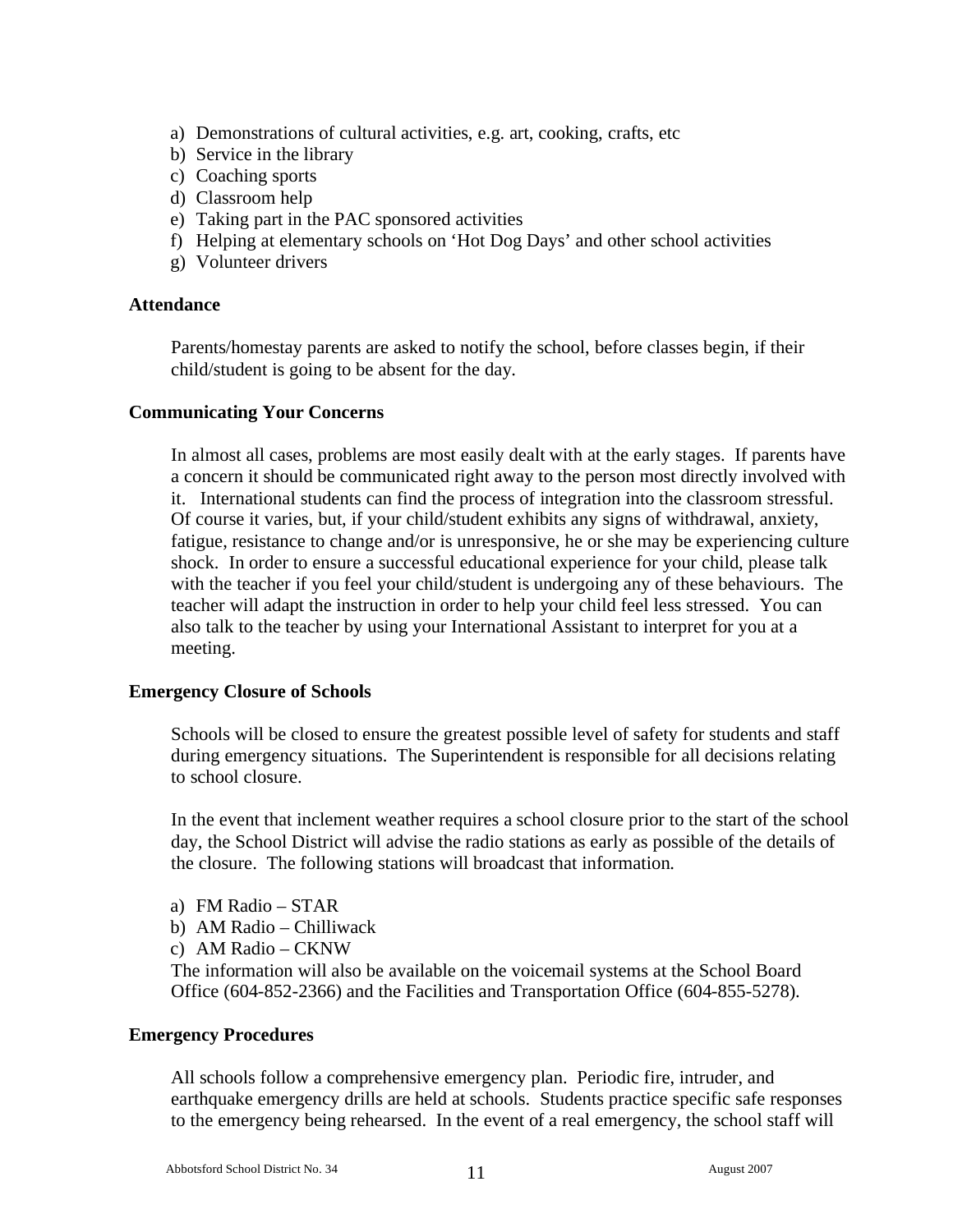a) Demonstrations of cultural activities, e.g. art, cooking, crafts, etc
b) Service in the library
c) Coaching sports
d) Classroom help
e) Taking part in the PAC sponsored activities
f) Helping at elementary schools on 'Hot Dog Days' and other school activities
g) Volunteer drivers

**Attendance**

Parents/homestay parents are asked to notify the school, before classes begin, if their child/student is going to be absent for the day.

**Communicating Your Concerns**

In almost all cases, problems are most easily dealt with at the early stages. If parents have a concern it should be communicated right away to the person most directly involved with it. International students can find the process of integration into the classroom stressful. Of course it varies, but, if your child/student exhibits any signs of withdrawal, anxiety, fatigue, resistance to change and/or is unresponsive, he or she may be experiencing culture shock. In order to ensure a successful educational experience for your child, please talk with the teacher if you feel your child/student is undergoing any of these behaviours. The teacher will adapt the instruction in order to help your child feel less stressed. You can also talk to the teacher by using your International Assistant to interpret for you at a meeting.

**Emergency Closure of Schools**

Schools will be closed to ensure the greatest possible level of safety for students and staff during emergency situations. The Superintendent is responsible for all decisions relating to school closure.

In the event that inclement weather requires a school closure prior to the start of the school day, the School District will advise the radio stations as early as possible of the details of the closure. The following stations will broadcast that information.

a) FM Radio – STAR
b) AM Radio – Chilliwack
c) AM Radio – CKNW

The information will also be available on the voicemail systems at the School Board Office (604-852-2366) and the Facilities and Transportation Office (604-855-5278).

**Emergency Procedures**

All schools follow a comprehensive emergency plan. Periodic fire, intruder, and earthquake emergency drills are held at schools. Students practice specific safe responses to the emergency being rehearsed. In the event of a real emergency, the school staff will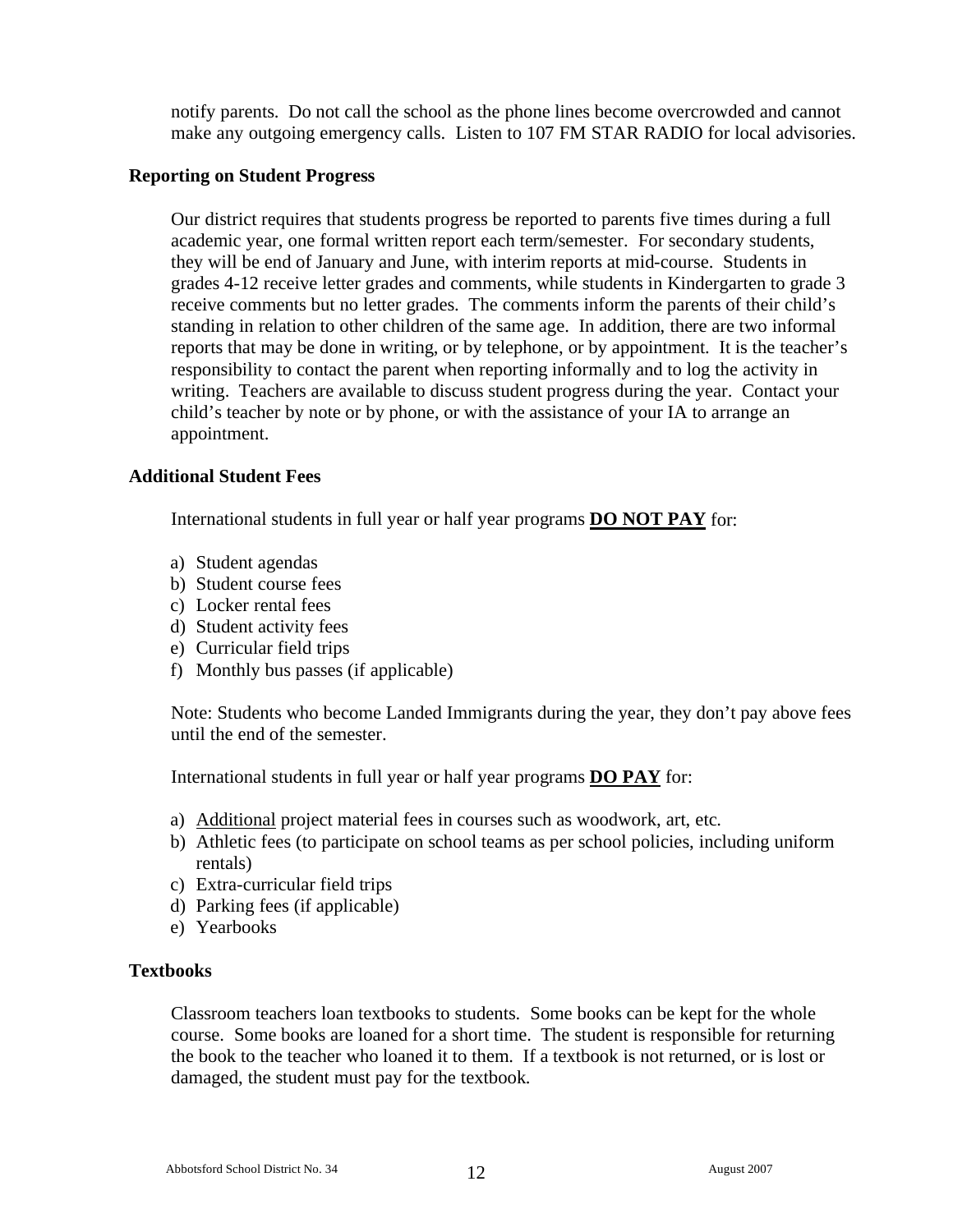notify parents. Do not call the school as the phone lines become overcrowded and cannot make any outgoing emergency calls. Listen to 107 FM STAR RADIO for local advisories.

### Reporting on Student Progress

Our district requires that students progress be reported to parents five times during a full academic year, one formal written report each term/semester. For secondary students, they will be end of January and June, with interim reports at mid-course. Students in grades 4-12 receive letter grades and comments, while students in Kindergarten to grade 3 receive comments but no letter grades. The comments inform the parents of their child's standing in relation to other children of the same age. In addition, there are two informal reports that may be done in writing, or by telephone, or by appointment. It is the teacher's responsibility to contact the parent when reporting informally and to log the activity in writing. Teachers are available to discuss student progress during the year. Contact your child's teacher by note or by phone, or with the assistance of your IA to arrange an appointment.

### Additional Student Fees

International students in full year or half year programs <u>**DO NOT PAY**</u> for:

a) Student agendas
b) Student course fees
c) Locker rental fees
d) Student activity fees
e) Curricular field trips
f) Monthly bus passes (if applicable)

Note: Students who become Landed Immigrants during the year, they don't pay above fees until the end of the semester.

International students in full year or half year programs <u>**DO PAY**</u> for:

a) <u>Additional</u> project material fees in courses such as woodwork, art, etc.
b) Athletic fees (to participate on school teams as per school policies, including uniform rentals)
c) Extra-curricular field trips
d) Parking fees (if applicable)
e) Yearbooks

### Textbooks

Classroom teachers loan textbooks to students. Some books can be kept for the whole course. Some books are loaned for a short time. The student is responsible for returning the book to the teacher who loaned it to them. If a textbook is not returned, or is lost or damaged, the student must pay for the textbook.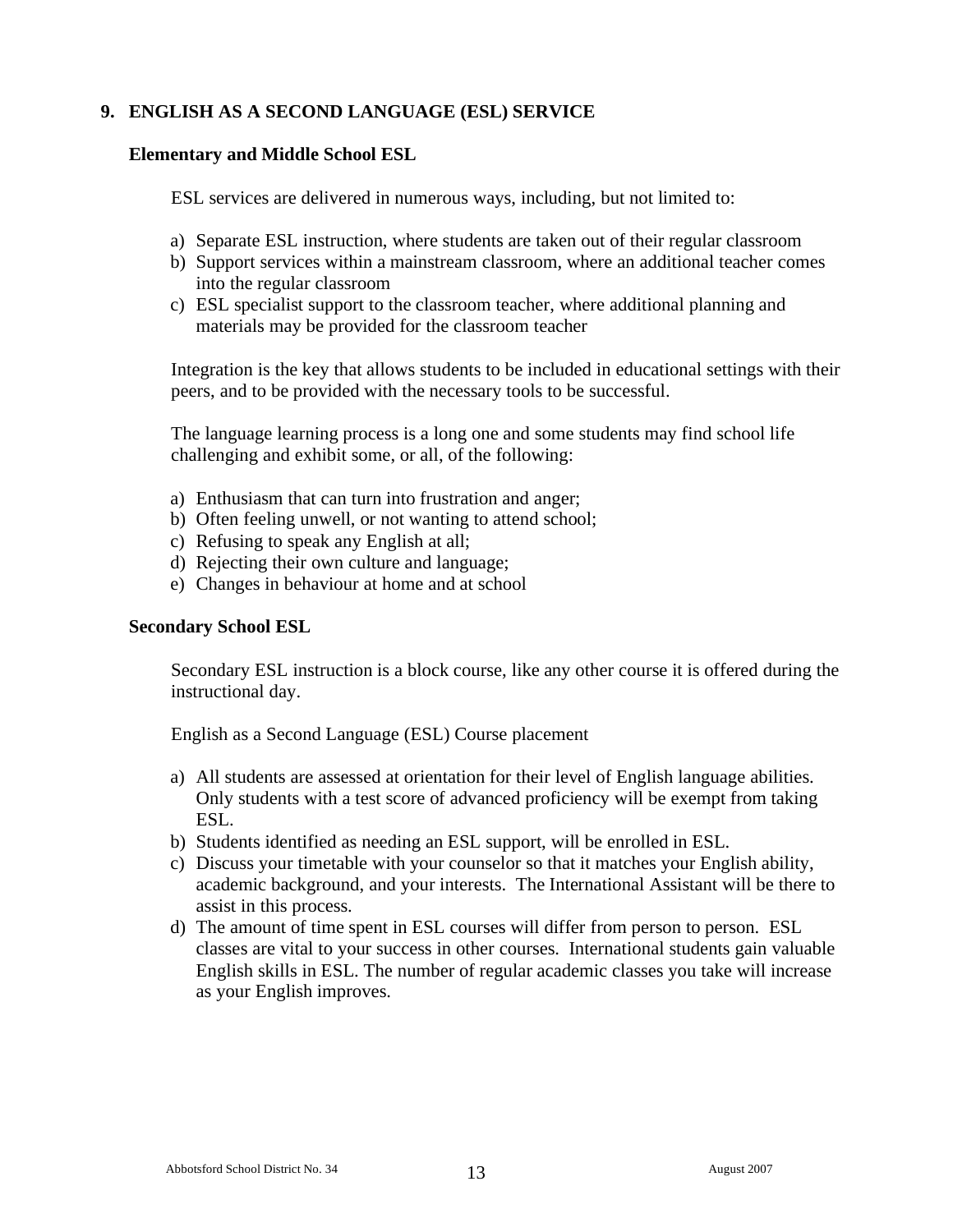## 9. ENGLISH AS A SECOND LANGUAGE (ESL) SERVICE

### Elementary and Middle School ESL

ESL services are delivered in numerous ways, including, but not limited to:

a) Separate ESL instruction, where students are taken out of their regular classroom
b) Support services within a mainstream classroom, where an additional teacher comes into the regular classroom
c) ESL specialist support to the classroom teacher, where additional planning and materials may be provided for the classroom teacher

Integration is the key that allows students to be included in educational settings with their peers, and to be provided with the necessary tools to be successful.

The language learning process is a long one and some students may find school life challenging and exhibit some, or all, of the following:

a) Enthusiasm that can turn into frustration and anger;
b) Often feeling unwell, or not wanting to attend school;
c) Refusing to speak any English at all;
d) Rejecting their own culture and language;
e) Changes in behaviour at home and at school

### Secondary School ESL

Secondary ESL instruction is a block course, like any other course it is offered during the instructional day.

English as a Second Language (ESL) Course placement

a) All students are assessed at orientation for their level of English language abilities. Only students with a test score of advanced proficiency will be exempt from taking ESL.
b) Students identified as needing an ESL support, will be enrolled in ESL.
c) Discuss your timetable with your counselor so that it matches your English ability, academic background, and your interests. The International Assistant will be there to assist in this process.
d) The amount of time spent in ESL courses will differ from person to person. ESL classes are vital to your success in other courses. International students gain valuable English skills in ESL. The number of regular academic classes you take will increase as your English improves.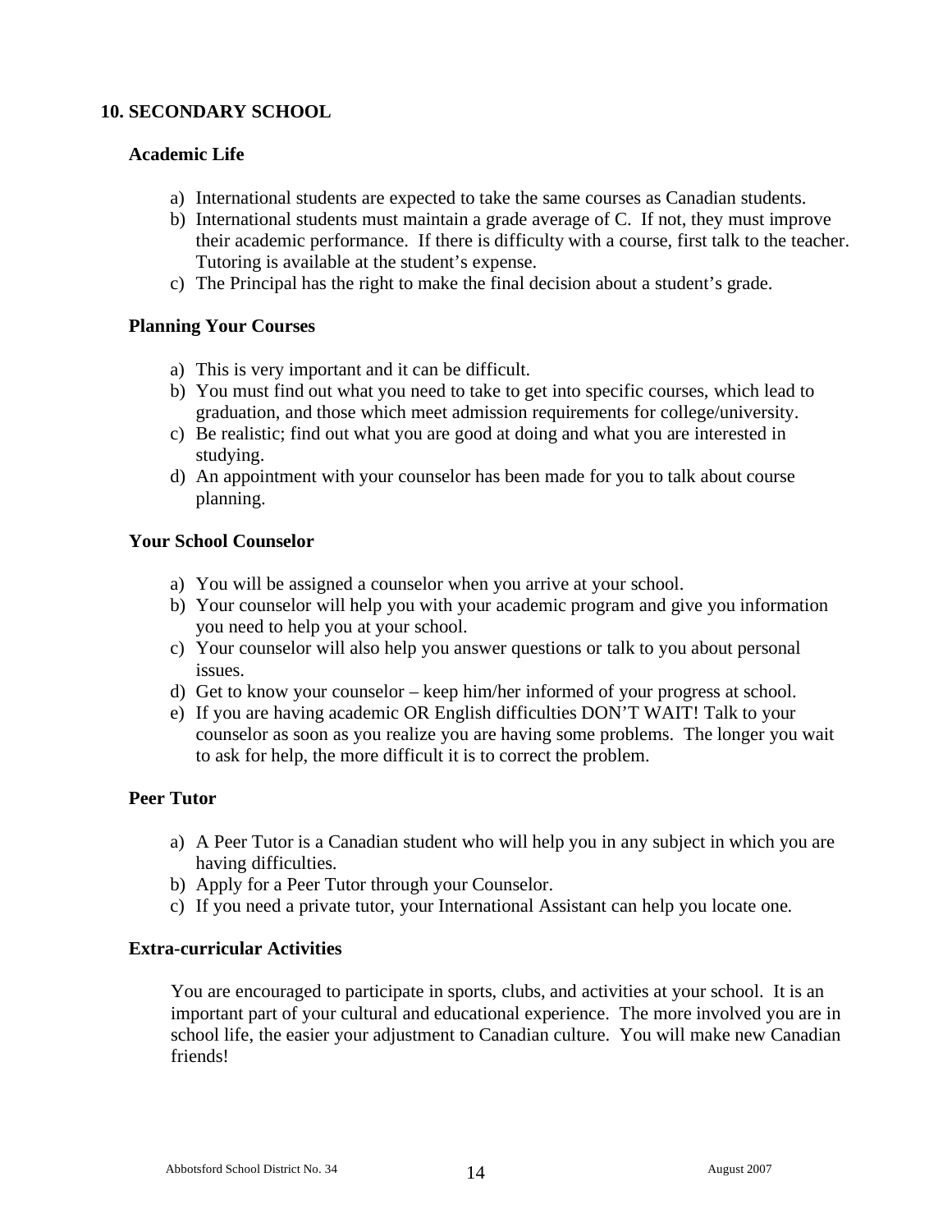## 10. SECONDARY SCHOOL

### Academic Life

a) International students are expected to take the same courses as Canadian students.
b) International students must maintain a grade average of C. If not, they must improve their academic performance. If there is difficulty with a course, first talk to the teacher. Tutoring is available at the student's expense.
c) The Principal has the right to make the final decision about a student's grade.

### Planning Your Courses

a) This is very important and it can be difficult.
b) You must find out what you need to take to get into specific courses, which lead to graduation, and those which meet admission requirements for college/university.
c) Be realistic; find out what you are good at doing and what you are interested in studying.
d) An appointment with your counselor has been made for you to talk about course planning.

### Your School Counselor

a) You will be assigned a counselor when you arrive at your school.
b) Your counselor will help you with your academic program and give you information you need to help you at your school.
c) Your counselor will also help you answer questions or talk to you about personal issues.
d) Get to know your counselor – keep him/her informed of your progress at school.
e) If you are having academic OR English difficulties DON'T WAIT! Talk to your counselor as soon as you realize you are having some problems. The longer you wait to ask for help, the more difficult it is to correct the problem.

### Peer Tutor

a) A Peer Tutor is a Canadian student who will help you in any subject in which you are having difficulties.
b) Apply for a Peer Tutor through your Counselor.
c) If you need a private tutor, your International Assistant can help you locate one.

### Extra-curricular Activities

You are encouraged to participate in sports, clubs, and activities at your school. It is an important part of your cultural and educational experience. The more involved you are in school life, the easier your adjustment to Canadian culture. You will make new Canadian friends!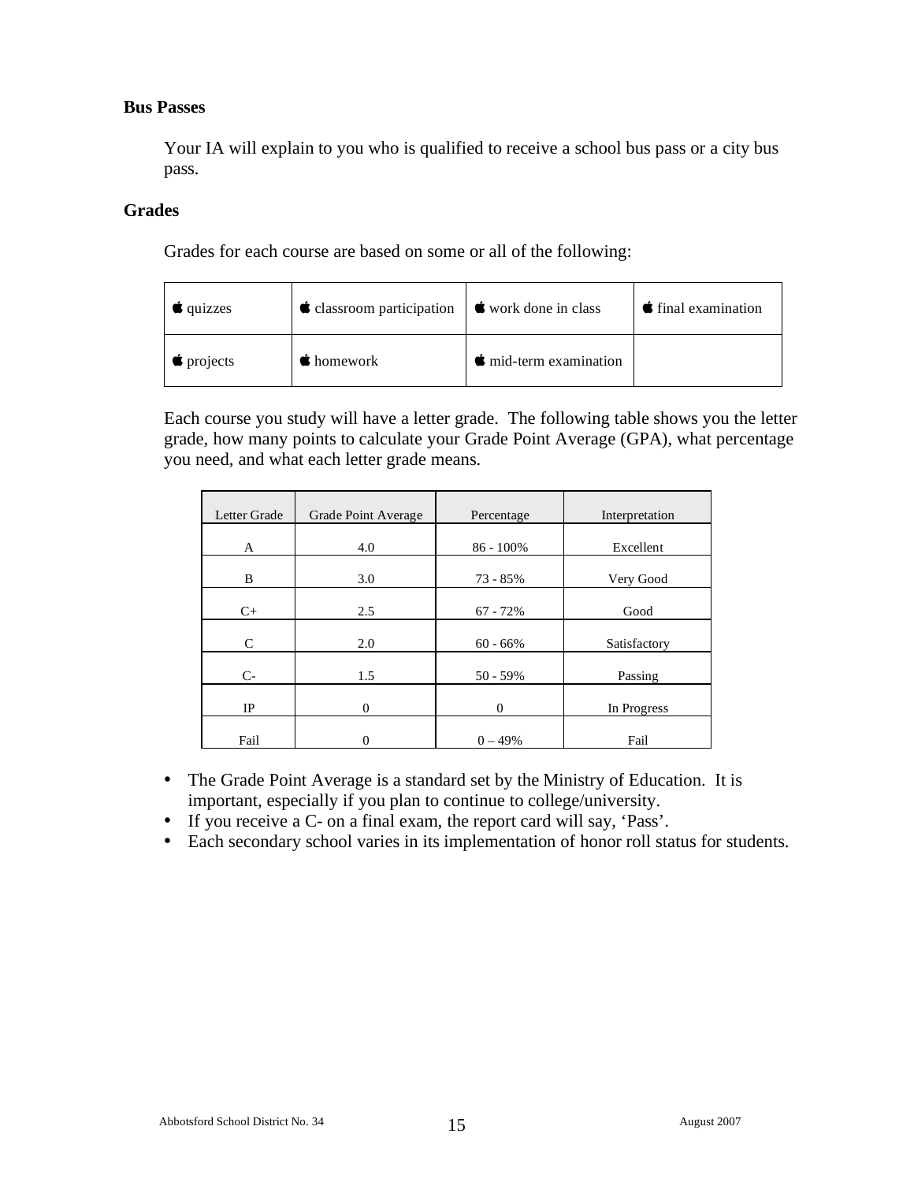**Bus Passes**

Your IA will explain to you who is qualified to receive a school bus pass or a city bus pass.

**Grades**

Grades for each course are based on some or all of the following:

| | | | |
|---|---|---|---|
| quizzes | classroom participation | work done in class | final examination |
| projects | homework | mid-term examination | |

Each course you study will have a letter grade. The following table shows you the letter grade, how many points to calculate your Grade Point Average (GPA), what percentage you need, and what each letter grade means.

| Letter Grade | Grade Point Average | Percentage | Interpretation |
|---|---|---|---|
| A | 4.0 | 86 - 100% | Excellent |
| B | 3.0 | 73 - 85% | Very Good |
| C+ | 2.5 | 67 - 72% | Good |
| C | 2.0 | 60 - 66% | Satisfactory |
| C- | 1.5 | 50 - 59% | Passing |
| IP | 0 | 0 | In Progress |
| Fail | 0 | 0 – 49% | Fail |

- The Grade Point Average is a standard set by the Ministry of Education. It is important, especially if you plan to continue to college/university.
- If you receive a C- on a final exam, the report card will say, 'Pass'.
- Each secondary school varies in its implementation of honor roll status for students.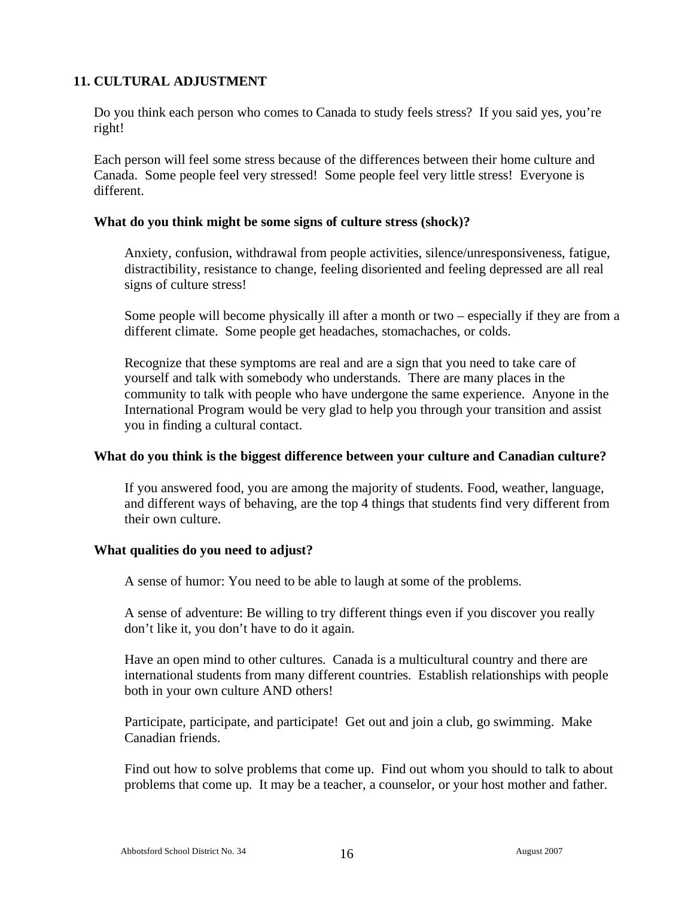## 11. CULTURAL ADJUSTMENT

Do you think each person who comes to Canada to study feels stress? If you said yes, you're right!

Each person will feel some stress because of the differences between their home culture and Canada. Some people feel very stressed! Some people feel very little stress! Everyone is different.

**What do you think might be some signs of culture stress (shock)?**

Anxiety, confusion, withdrawal from people activities, silence/unresponsiveness, fatigue, distractibility, resistance to change, feeling disoriented and feeling depressed are all real signs of culture stress!

Some people will become physically ill after a month or two – especially if they are from a different climate. Some people get headaches, stomachaches, or colds.

Recognize that these symptoms are real and are a sign that you need to take care of yourself and talk with somebody who understands. There are many places in the community to talk with people who have undergone the same experience. Anyone in the International Program would be very glad to help you through your transition and assist you in finding a cultural contact.

**What do you think is the biggest difference between your culture and Canadian culture?**

If you answered food, you are among the majority of students. Food, weather, language, and different ways of behaving, are the top 4 things that students find very different from their own culture.

**What qualities do you need to adjust?**

A sense of humor: You need to be able to laugh at some of the problems.

A sense of adventure: Be willing to try different things even if you discover you really don't like it, you don't have to do it again.

Have an open mind to other cultures. Canada is a multicultural country and there are international students from many different countries. Establish relationships with people both in your own culture AND others!

Participate, participate, and participate! Get out and join a club, go swimming. Make Canadian friends.

Find out how to solve problems that come up. Find out whom you should to talk to about problems that come up. It may be a teacher, a counselor, or your host mother and father.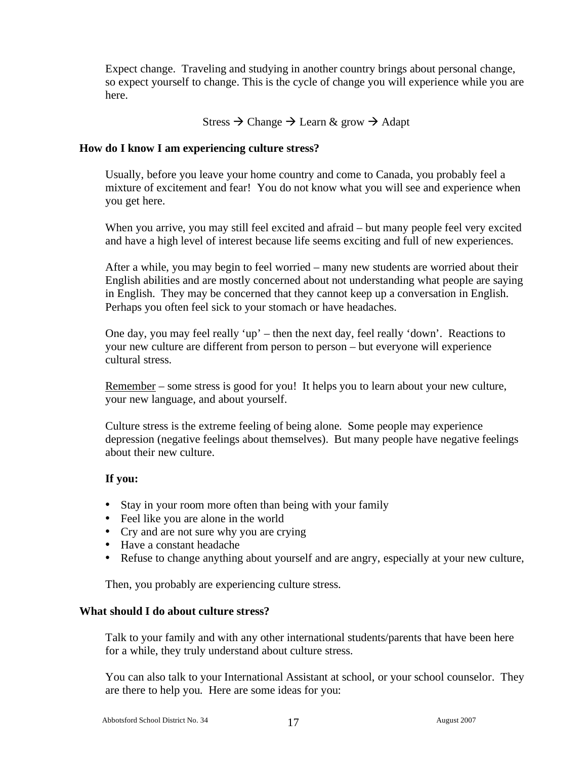Expect change. Traveling and studying in another country brings about personal change, so expect yourself to change. This is the cycle of change you will experience while you are here.

Stress → Change → Learn & grow → Adapt

**How do I know I am experiencing culture stress?**

Usually, before you leave your home country and come to Canada, you probably feel a mixture of excitement and fear! You do not know what you will see and experience when you get here.

When you arrive, you may still feel excited and afraid – but many people feel very excited and have a high level of interest because life seems exciting and full of new experiences.

After a while, you may begin to feel worried – many new students are worried about their English abilities and are mostly concerned about not understanding what people are saying in English. They may be concerned that they cannot keep up a conversation in English. Perhaps you often feel sick to your stomach or have headaches.

One day, you may feel really 'up' – then the next day, feel really 'down'. Reactions to your new culture are different from person to person – but everyone will experience cultural stress.

<u>Remember</u> – some stress is good for you! It helps you to learn about your new culture, your new language, and about yourself.

Culture stress is the extreme feeling of being alone. Some people may experience depression (negative feelings about themselves). But many people have negative feelings about their new culture.

**If you:**

- Stay in your room more often than being with your family
- Feel like you are alone in the world
- Cry and are not sure why you are crying
- Have a constant headache
- Refuse to change anything about yourself and are angry, especially at your new culture,

Then, you probably are experiencing culture stress.

**What should I do about culture stress?**

Talk to your family and with any other international students/parents that have been here for a while, they truly understand about culture stress.

You can also talk to your International Assistant at school, or your school counselor. They are there to help you. Here are some ideas for you: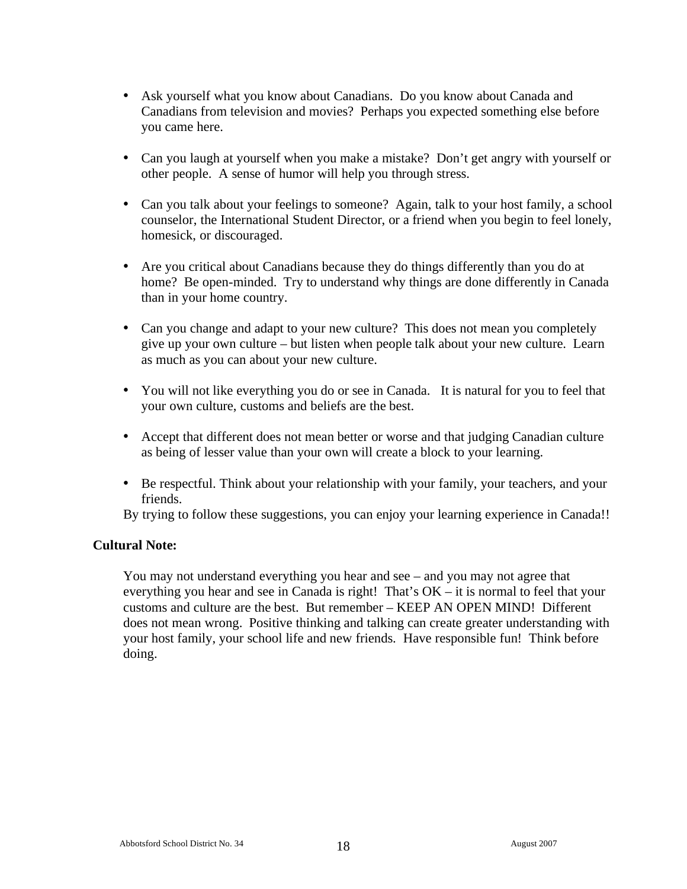- Ask yourself what you know about Canadians. Do you know about Canada and Canadians from television and movies? Perhaps you expected something else before you came here.

- Can you laugh at yourself when you make a mistake? Don't get angry with yourself or other people. A sense of humor will help you through stress.

- Can you talk about your feelings to someone? Again, talk to your host family, a school counselor, the International Student Director, or a friend when you begin to feel lonely, homesick, or discouraged.

- Are you critical about Canadians because they do things differently than you do at home? Be open-minded. Try to understand why things are done differently in Canada than in your home country.

- Can you change and adapt to your new culture? This does not mean you completely give up your own culture – but listen when people talk about your new culture. Learn as much as you can about your new culture.

- You will not like everything you do or see in Canada. It is natural for you to feel that your own culture, customs and beliefs are the best.

- Accept that different does not mean better or worse and that judging Canadian culture as being of lesser value than your own will create a block to your learning.

- Be respectful. Think about your relationship with your family, your teachers, and your friends.

By trying to follow these suggestions, you can enjoy your learning experience in Canada!!

**Cultural Note:**

You may not understand everything you hear and see – and you may not agree that everything you hear and see in Canada is right! That's OK – it is normal to feel that your customs and culture are the best. But remember – KEEP AN OPEN MIND! Different does not mean wrong. Positive thinking and talking can create greater understanding with your host family, your school life and new friends. Have responsible fun! Think before doing.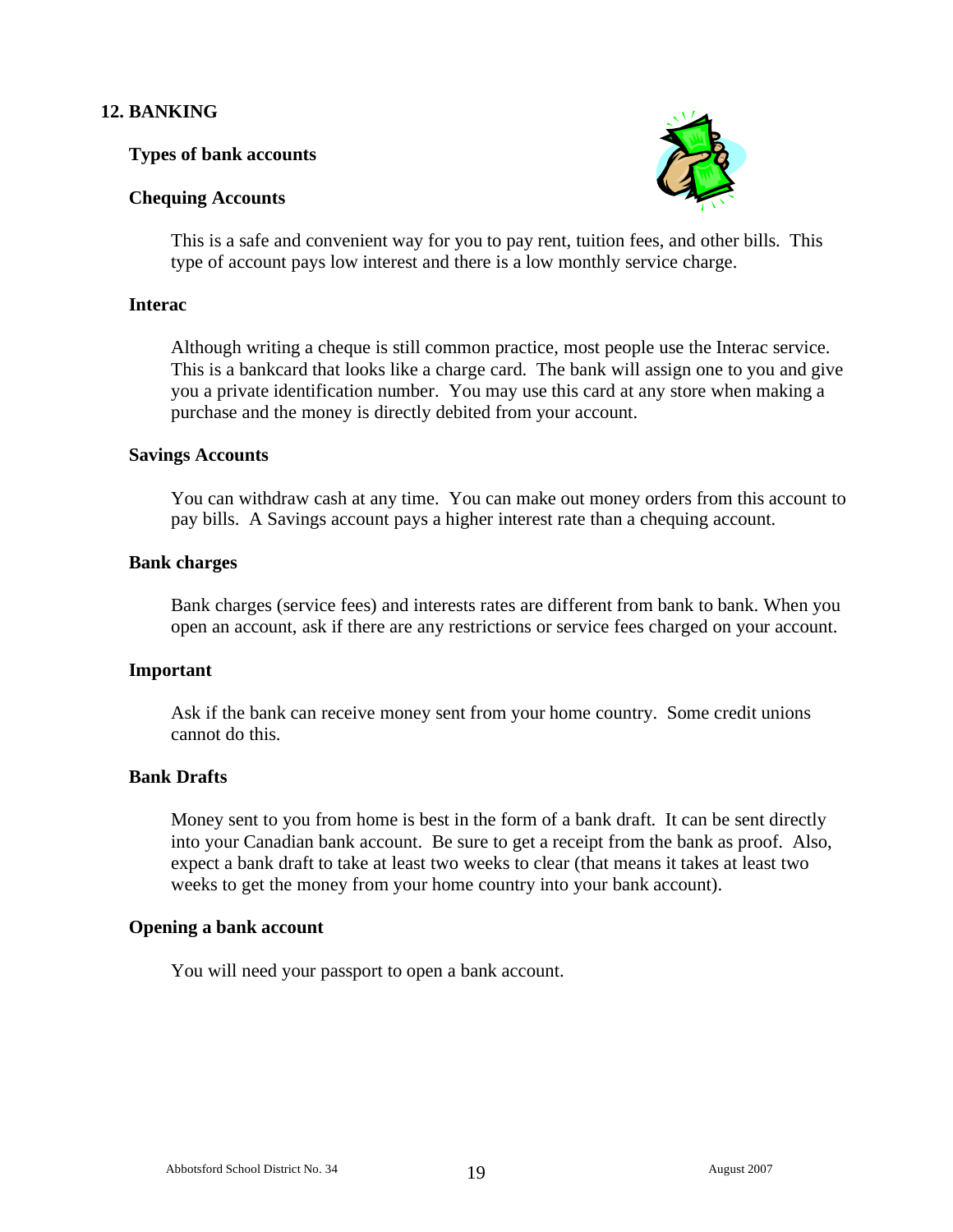## 12. BANKING

### Types of bank accounts

### Chequing Accounts

This is a safe and convenient way for you to pay rent, tuition fees, and other bills. This type of account pays low interest and there is a low monthly service charge.

### Interac

Although writing a cheque is still common practice, most people use the Interac service. This is a bankcard that looks like a charge card. The bank will assign one to you and give you a private identification number. You may use this card at any store when making a purchase and the money is directly debited from your account.

### Savings Accounts

You can withdraw cash at any time. You can make out money orders from this account to pay bills. A Savings account pays a higher interest rate than a chequing account.

### Bank charges

Bank charges (service fees) and interests rates are different from bank to bank. When you open an account, ask if there are any restrictions or service fees charged on your account.

### Important

Ask if the bank can receive money sent from your home country. Some credit unions cannot do this.

### Bank Drafts

Money sent to you from home is best in the form of a bank draft. It can be sent directly into your Canadian bank account. Be sure to get a receipt from the bank as proof. Also, expect a bank draft to take at least two weeks to clear (that means it takes at least two weeks to get the money from your home country into your bank account).

### Opening a bank account

You will need your passport to open a bank account.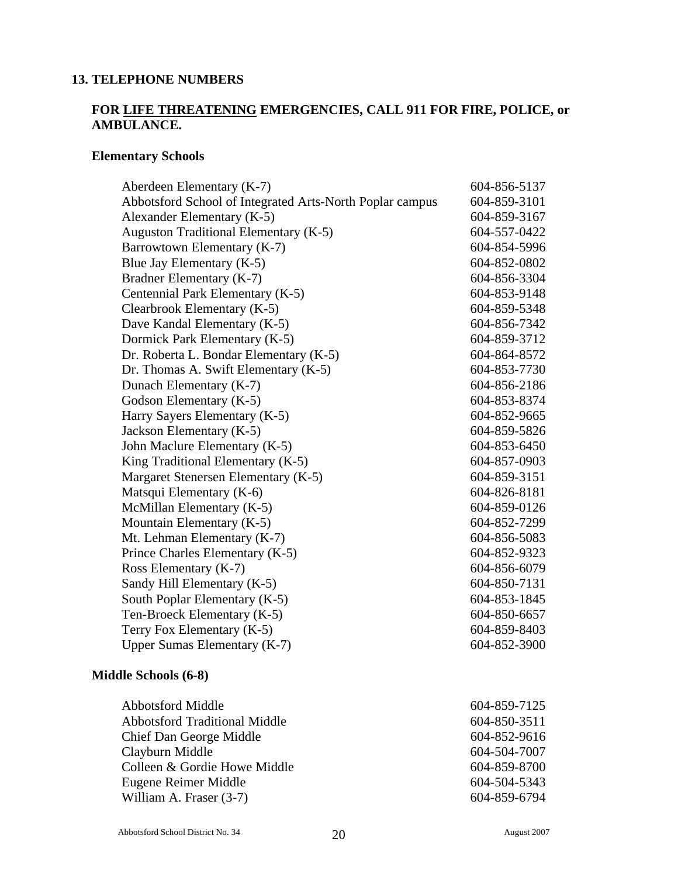## 13. TELEPHONE NUMBERS

**FOR <u>LIFE THREATENING</u> EMERGENCIES, CALL 911 FOR FIRE, POLICE, or AMBULANCE.**

### Elementary Schools

| | |
|---|---|
| Aberdeen Elementary (K-7) | 604-856-5137 |
| Abbotsford School of Integrated Arts-North Poplar campus | 604-859-3101 |
| Alexander Elementary (K-5) | 604-859-3167 |
| Auguston Traditional Elementary (K-5) | 604-557-0422 |
| Barrowtown Elementary (K-7) | 604-854-5996 |
| Blue Jay Elementary (K-5) | 604-852-0802 |
| Bradner Elementary (K-7) | 604-856-3304 |
| Centennial Park Elementary (K-5) | 604-853-9148 |
| Clearbrook Elementary (K-5) | 604-859-5348 |
| Dave Kandal Elementary (K-5) | 604-856-7342 |
| Dormick Park Elementary (K-5) | 604-859-3712 |
| Dr. Roberta L. Bondar Elementary (K-5) | 604-864-8572 |
| Dr. Thomas A. Swift Elementary (K-5) | 604-853-7730 |
| Dunach Elementary (K-7) | 604-856-2186 |
| Godson Elementary (K-5) | 604-853-8374 |
| Harry Sayers Elementary (K-5) | 604-852-9665 |
| Jackson Elementary (K-5) | 604-859-5826 |
| John Maclure Elementary (K-5) | 604-853-6450 |
| King Traditional Elementary (K-5) | 604-857-0903 |
| Margaret Stenersen Elementary (K-5) | 604-859-3151 |
| Matsqui Elementary (K-6) | 604-826-8181 |
| McMillan Elementary (K-5) | 604-859-0126 |
| Mountain Elementary (K-5) | 604-852-7299 |
| Mt. Lehman Elementary (K-7) | 604-856-5083 |
| Prince Charles Elementary (K-5) | 604-852-9323 |
| Ross Elementary (K-7) | 604-856-6079 |
| Sandy Hill Elementary (K-5) | 604-850-7131 |
| South Poplar Elementary (K-5) | 604-853-1845 |
| Ten-Broeck Elementary (K-5) | 604-850-6657 |
| Terry Fox Elementary (K-5) | 604-859-8403 |
| Upper Sumas Elementary (K-7) | 604-852-3900 |

### Middle Schools (6-8)

| | |
|---|---|
| Abbotsford Middle | 604-859-7125 |
| Abbotsford Traditional Middle | 604-850-3511 |
| Chief Dan George Middle | 604-852-9616 |
| Clayburn Middle | 604-504-7007 |
| Colleen & Gordie Howe Middle | 604-859-8700 |
| Eugene Reimer Middle | 604-504-5343 |
| William A. Fraser (3-7) | 604-859-6794 |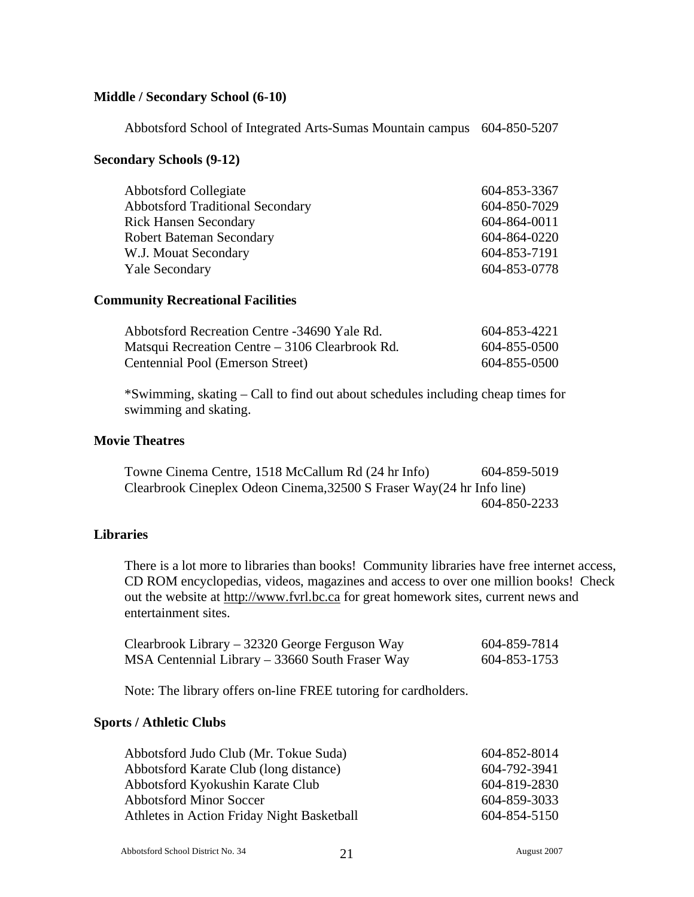**Middle / Secondary School (6-10)**

| | |
|---|---|
| Abbotsford School of Integrated Arts-Sumas Mountain campus | 604-850-5207 |

**Secondary Schools (9-12)**

| | |
|---|---|
| Abbotsford Collegiate | 604-853-3367 |
| Abbotsford Traditional Secondary | 604-850-7029 |
| Rick Hansen Secondary | 604-864-0011 |
| Robert Bateman Secondary | 604-864-0220 |
| W.J. Mouat Secondary | 604-853-7191 |
| Yale Secondary | 604-853-0778 |

**Community Recreational Facilities**

| | |
|---|---|
| Abbotsford Recreation Centre -34690 Yale Rd. | 604-853-4221 |
| Matsqui Recreation Centre – 3106 Clearbrook Rd. | 604-855-0500 |
| Centennial Pool (Emerson Street) | 604-855-0500 |

*Swimming, skating – Call to find out about schedules including cheap times for swimming and skating.

**Movie Theatres**

| | |
|---|---|
| Towne Cinema Centre, 1518 McCallum Rd (24 hr Info) | 604-859-5019 |
| Clearbrook Cineplex Odeon Cinema,32500 S Fraser Way(24 hr Info line) | 604-850-2233 |

**Libraries**

There is a lot more to libraries than books! Community libraries have free internet access, CD ROM encyclopedias, videos, magazines and access to over one million books! Check out the website at http://www.fvrl.bc.ca for great homework sites, current news and entertainment sites.

| | |
|---|---|
| Clearbrook Library – 32320 George Ferguson Way | 604-859-7814 |
| MSA Centennial Library – 33660 South Fraser Way | 604-853-1753 |

Note: The library offers on-line FREE tutoring for cardholders.

**Sports / Athletic Clubs**

| | |
|---|---|
| Abbotsford Judo Club (Mr. Tokue Suda) | 604-852-8014 |
| Abbotsford Karate Club (long distance) | 604-792-3941 |
| Abbotsford Kyokushin Karate Club | 604-819-2830 |
| Abbotsford Minor Soccer | 604-859-3033 |
| Athletes in Action Friday Night Basketball | 604-854-5150 |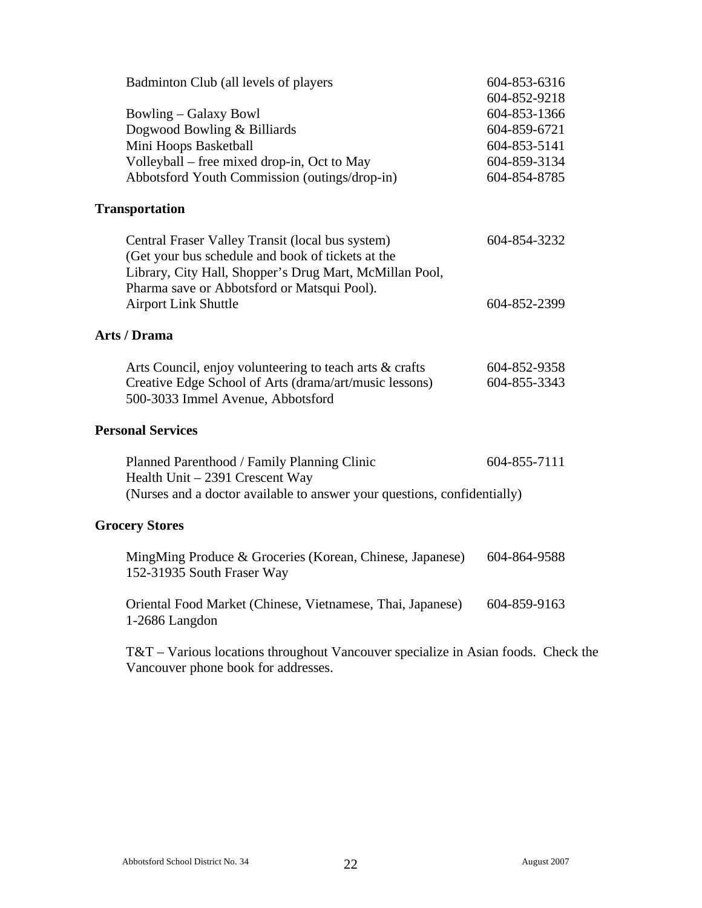| | |
|---|---|
| Badminton Club (all levels of players | 604-853-6316<br>604-852-9218 |
| Bowling – Galaxy Bowl | 604-853-1366 |
| Dogwood Bowling & Billiards | 604-859-6721 |
| Mini Hoops Basketball | 604-853-5141 |
| Volleyball – free mixed drop-in, Oct to May | 604-859-3134 |
| Abbotsford Youth Commission (outings/drop-in) | 604-854-8785 |

**Transportation**

| | |
|---|---|
| Central Fraser Valley Transit (local bus system)<br>(Get your bus schedule and book of tickets at the Library, City Hall, Shopper's Drug Mart, McMillan Pool, Pharma save or Abbotsford or Matsqui Pool). | 604-854-3232 |
| Airport Link Shuttle | 604-852-2399 |

**Arts / Drama**

| | |
|---|---|
| Arts Council, enjoy volunteering to teach arts & crafts | 604-852-9358 |
| Creative Edge School of Arts (drama/art/music lessons)<br>500-3033 Immel Avenue, Abbotsford | 604-855-3343 |

**Personal Services**

| | |
|---|---|
| Planned Parenthood / Family Planning Clinic<br>Health Unit – 2391 Crescent Way | 604-855-7111 |

(Nurses and a doctor available to answer your questions, confidentially)

**Grocery Stores**

| | |
|---|---|
| MingMing Produce & Groceries (Korean, Chinese, Japanese)<br>152-31935 South Fraser Way | 604-864-9588 |
| Oriental Food Market (Chinese, Vietnamese, Thai, Japanese)<br>1-2686 Langdon | 604-859-9163 |

T&T – Various locations throughout Vancouver specialize in Asian foods. Check the Vancouver phone book for addresses.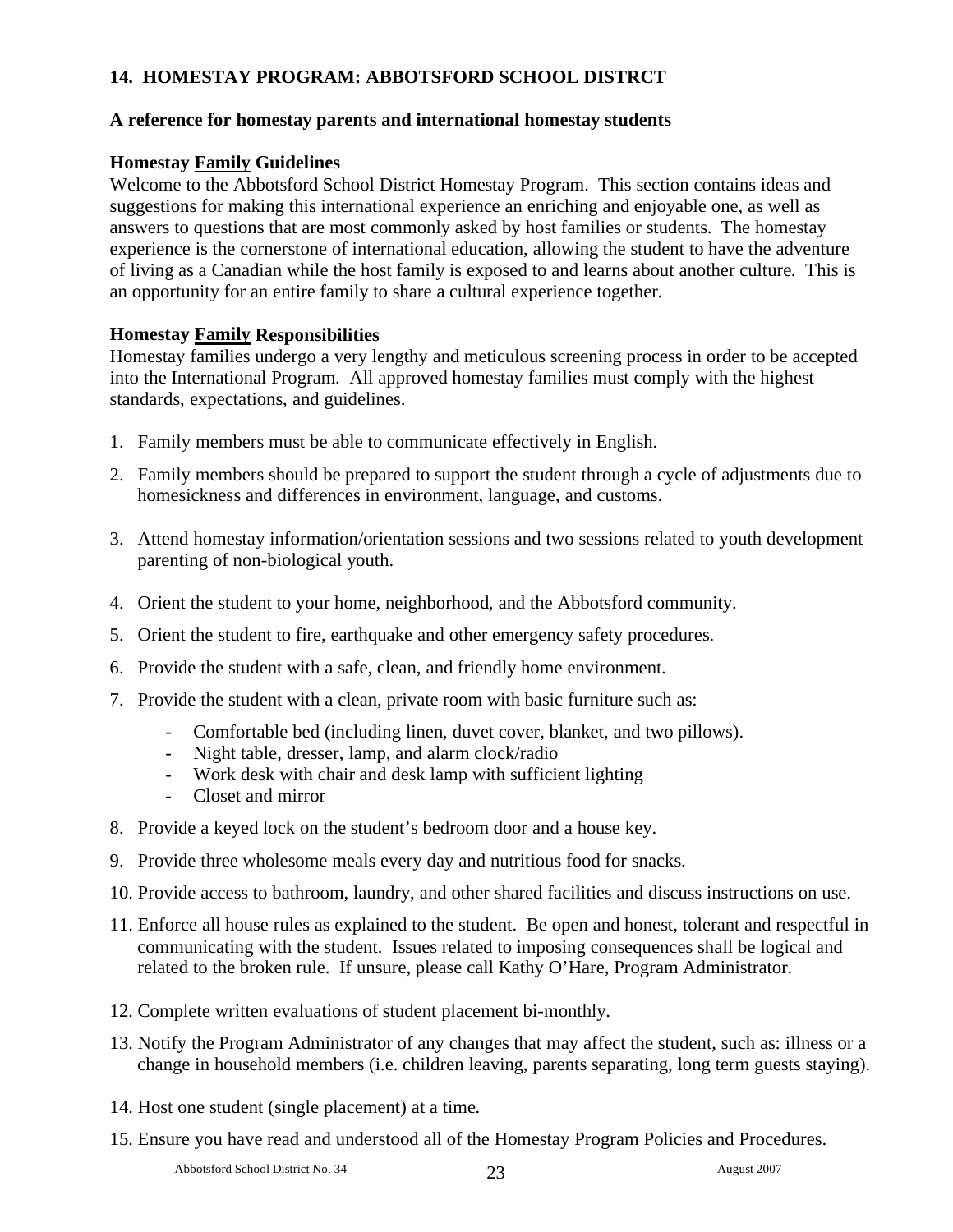## 14. HOMESTAY PROGRAM: ABBOTSFORD SCHOOL DISTRCT

### A reference for homestay parents and international homestay students

### Homestay Family Guidelines

Welcome to the Abbotsford School District Homestay Program. This section contains ideas and suggestions for making this international experience an enriching and enjoyable one, as well as answers to questions that are most commonly asked by host families or students. The homestay experience is the cornerstone of international education, allowing the student to have the adventure of living as a Canadian while the host family is exposed to and learns about another culture. This is an opportunity for an entire family to share a cultural experience together.

### Homestay Family Responsibilities

Homestay families undergo a very lengthy and meticulous screening process in order to be accepted into the International Program. All approved homestay families must comply with the highest standards, expectations, and guidelines.

1. Family members must be able to communicate effectively in English.
2. Family members should be prepared to support the student through a cycle of adjustments due to homesickness and differences in environment, language, and customs.
3. Attend homestay information/orientation sessions and two sessions related to youth development parenting of non-biological youth.
4. Orient the student to your home, neighborhood, and the Abbotsford community.
5. Orient the student to fire, earthquake and other emergency safety procedures.
6. Provide the student with a safe, clean, and friendly home environment.
7. Provide the student with a clean, private room with basic furniture such as:
   - Comfortable bed (including linen, duvet cover, blanket, and two pillows).
   - Night table, dresser, lamp, and alarm clock/radio
   - Work desk with chair and desk lamp with sufficient lighting
   - Closet and mirror
8. Provide a keyed lock on the student's bedroom door and a house key.
9. Provide three wholesome meals every day and nutritious food for snacks.
10. Provide access to bathroom, laundry, and other shared facilities and discuss instructions on use.
11. Enforce all house rules as explained to the student. Be open and honest, tolerant and respectful in communicating with the student. Issues related to imposing consequences shall be logical and related to the broken rule. If unsure, please call Kathy O'Hare, Program Administrator.
12. Complete written evaluations of student placement bi-monthly.
13. Notify the Program Administrator of any changes that may affect the student, such as: illness or a change in household members (i.e. children leaving, parents separating, long term guests staying).
14. Host one student (single placement) at a time.
15. Ensure you have read and understood all of the Homestay Program Policies and Procedures.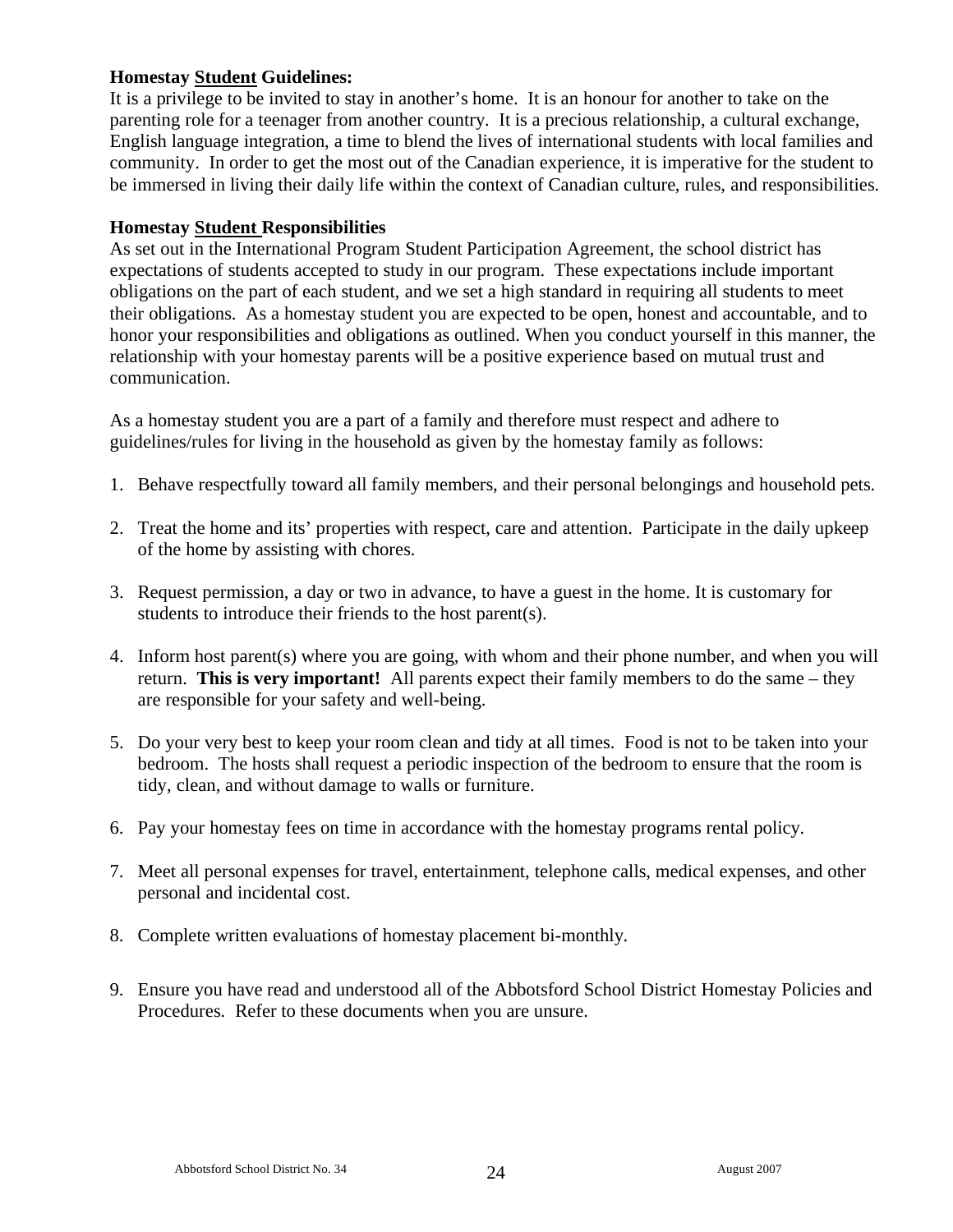**Homestay Student Guidelines:**
It is a privilege to be invited to stay in another's home. It is an honour for another to take on the parenting role for a teenager from another country. It is a precious relationship, a cultural exchange, English language integration, a time to blend the lives of international students with local families and community. In order to get the most out of the Canadian experience, it is imperative for the student to be immersed in living their daily life within the context of Canadian culture, rules, and responsibilities.

**Homestay Student Responsibilities**
As set out in the International Program Student Participation Agreement, the school district has expectations of students accepted to study in our program. These expectations include important obligations on the part of each student, and we set a high standard in requiring all students to meet their obligations. As a homestay student you are expected to be open, honest and accountable, and to honor your responsibilities and obligations as outlined. When you conduct yourself in this manner, the relationship with your homestay parents will be a positive experience based on mutual trust and communication.

As a homestay student you are a part of a family and therefore must respect and adhere to guidelines/rules for living in the household as given by the homestay family as follows:

1. Behave respectfully toward all family members, and their personal belongings and household pets.
2. Treat the home and its' properties with respect, care and attention. Participate in the daily upkeep of the home by assisting with chores.
3. Request permission, a day or two in advance, to have a guest in the home. It is customary for students to introduce their friends to the host parent(s).
4. Inform host parent(s) where you are going, with whom and their phone number, and when you will return. **This is very important!** All parents expect their family members to do the same – they are responsible for your safety and well-being.
5. Do your very best to keep your room clean and tidy at all times. Food is not to be taken into your bedroom. The hosts shall request a periodic inspection of the bedroom to ensure that the room is tidy, clean, and without damage to walls or furniture.
6. Pay your homestay fees on time in accordance with the homestay programs rental policy.
7. Meet all personal expenses for travel, entertainment, telephone calls, medical expenses, and other personal and incidental cost.
8. Complete written evaluations of homestay placement bi-monthly.
9. Ensure you have read and understood all of the Abbotsford School District Homestay Policies and Procedures. Refer to these documents when you are unsure.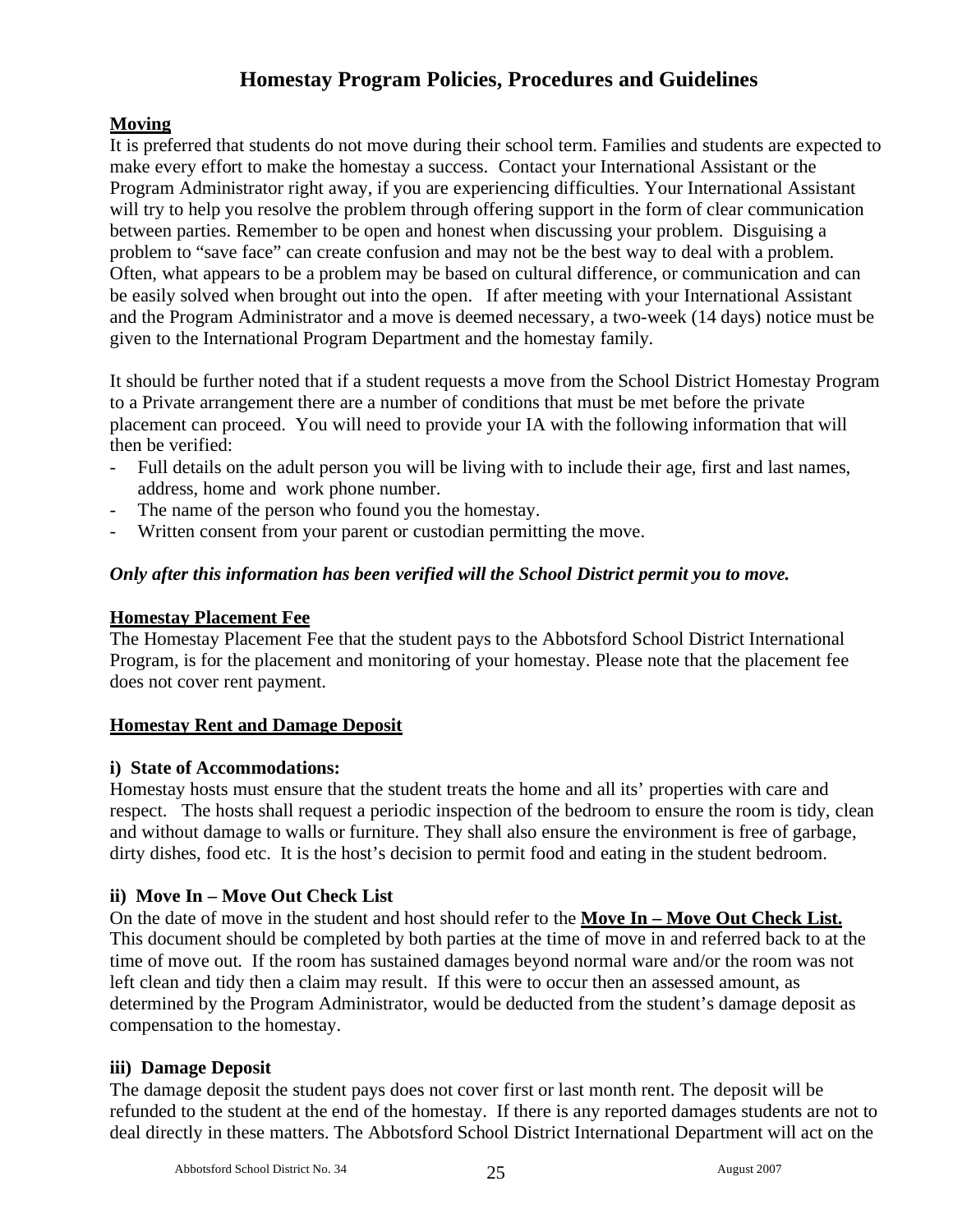# Homestay Program Policies, Procedures and Guidelines

## Moving

It is preferred that students do not move during their school term. Families and students are expected to make every effort to make the homestay a success. Contact your International Assistant or the Program Administrator right away, if you are experiencing difficulties. Your International Assistant will try to help you resolve the problem through offering support in the form of clear communication between parties. Remember to be open and honest when discussing your problem. Disguising a problem to "save face" can create confusion and may not be the best way to deal with a problem. Often, what appears to be a problem may be based on cultural difference, or communication and can be easily solved when brought out into the open. If after meeting with your International Assistant and the Program Administrator and a move is deemed necessary, a two-week (14 days) notice must be given to the International Program Department and the homestay family.

It should be further noted that if a student requests a move from the School District Homestay Program to a Private arrangement there are a number of conditions that must be met before the private placement can proceed. You will need to provide your IA with the following information that will then be verified:

- Full details on the adult person you will be living with to include their age, first and last names, address, home and work phone number.
- The name of the person who found you the homestay.
- Written consent from your parent or custodian permitting the move.

***Only after this information has been verified will the School District permit you to move.***

## Homestay Placement Fee

The Homestay Placement Fee that the student pays to the Abbotsford School District International Program, is for the placement and monitoring of your homestay. Please note that the placement fee does not cover rent payment.

## Homestay Rent and Damage Deposit

### i) State of Accommodations:

Homestay hosts must ensure that the student treats the home and all its' properties with care and respect. The hosts shall request a periodic inspection of the bedroom to ensure the room is tidy, clean and without damage to walls or furniture. They shall also ensure the environment is free of garbage, dirty dishes, food etc. It is the host's decision to permit food and eating in the student bedroom.

### ii) Move In – Move Out Check List

On the date of move in the student and host should refer to the **Move In – Move Out Check List.** This document should be completed by both parties at the time of move in and referred back to at the time of move out. If the room has sustained damages beyond normal ware and/or the room was not left clean and tidy then a claim may result. If this were to occur then an assessed amount, as determined by the Program Administrator, would be deducted from the student's damage deposit as compensation to the homestay.

### iii) Damage Deposit

The damage deposit the student pays does not cover first or last month rent. The deposit will be refunded to the student at the end of the homestay. If there is any reported damages students are not to deal directly in these matters. The Abbotsford School District International Department will act on the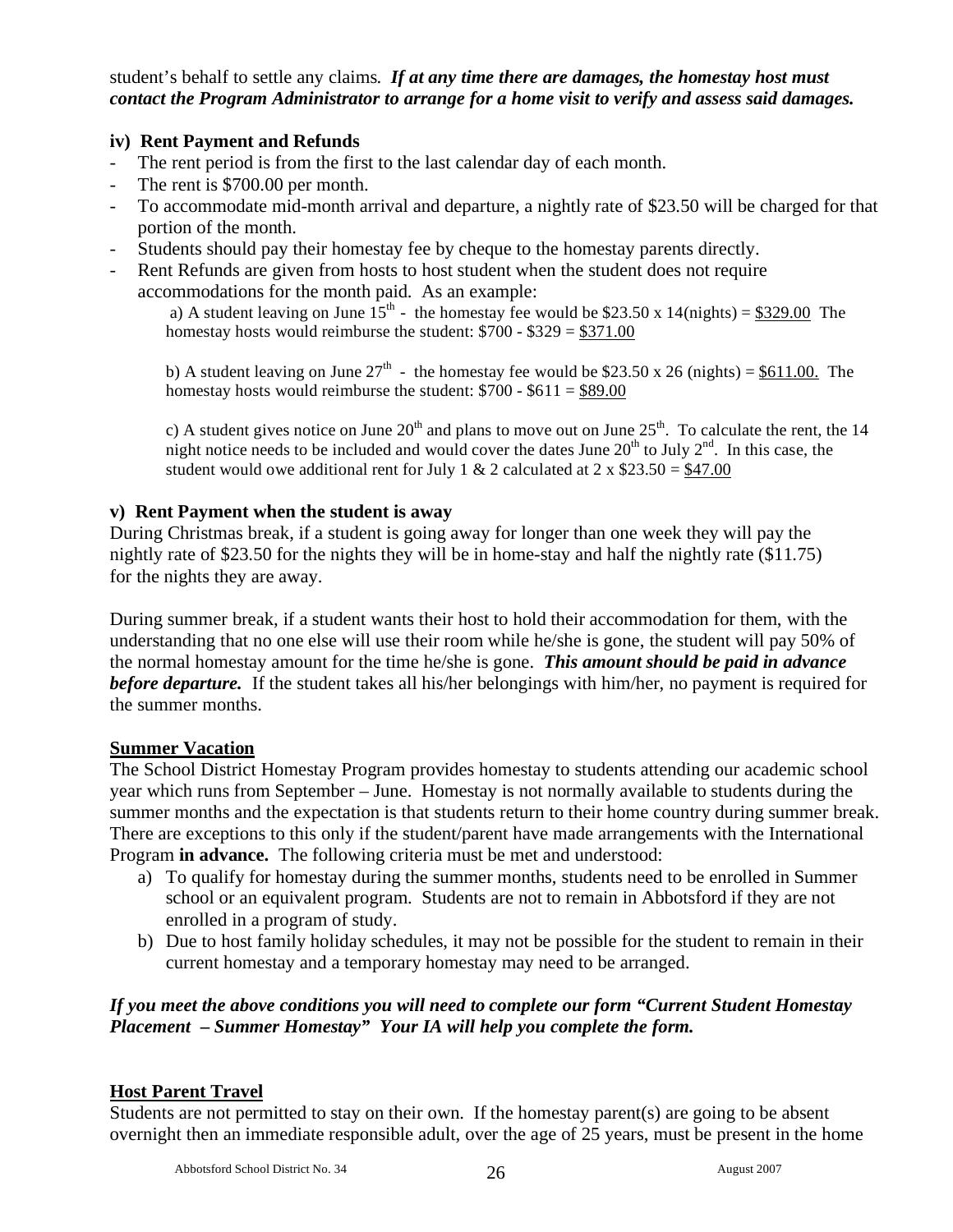student's behalf to settle any claims. ***If at any time there are damages, the homestay host must contact the Program Administrator to arrange for a home visit to verify and assess said damages.***

### iv) Rent Payment and Refunds

- The rent period is from the first to the last calendar day of each month.
- The rent is $700.00 per month.
- To accommodate mid-month arrival and departure, a nightly rate of $23.50 will be charged for that portion of the month.
- Students should pay their homestay fee by cheque to the homestay parents directly.
- Rent Refunds are given from hosts to host student when the student does not require accommodations for the month paid. As an example:

  a) A student leaving on June 15th - the homestay fee would be $23.50 x 14(nights) = <u>$329.00</u> The homestay hosts would reimburse the student: $700 - $329 = <u>$371.00</u>

  b) A student leaving on June 27th - the homestay fee would be $23.50 x 26 (nights) = <u>$611.00.</u> The homestay hosts would reimburse the student: $700 - $611 = <u>$89.00</u>

  c) A student gives notice on June 20th and plans to move out on June 25th. To calculate the rent, the 14 night notice needs to be included and would cover the dates June 20th to July 2nd. In this case, the student would owe additional rent for July 1 & 2 calculated at 2 x $23.50 = <u>$47.00</u>

### v) Rent Payment when the student is away

During Christmas break, if a student is going away for longer than one week they will pay the nightly rate of $23.50 for the nights they will be in home-stay and half the nightly rate ($11.75) for the nights they are away.

During summer break, if a student wants their host to hold their accommodation for them, with the understanding that no one else will use their room while he/she is gone, the student will pay 50% of the normal homestay amount for the time he/she is gone. ***This amount should be paid in advance before departure.*** If the student takes all his/her belongings with him/her, no payment is required for the summer months.

## Summer Vacation

The School District Homestay Program provides homestay to students attending our academic school year which runs from September – June. Homestay is not normally available to students during the summer months and the expectation is that students return to their home country during summer break. There are exceptions to this only if the student/parent have made arrangements with the International Program **in advance.** The following criteria must be met and understood:

a) To qualify for homestay during the summer months, students need to be enrolled in Summer school or an equivalent program. Students are not to remain in Abbotsford if they are not enrolled in a program of study.
b) Due to host family holiday schedules, it may not be possible for the student to remain in their current homestay and a temporary homestay may need to be arranged.

***If you meet the above conditions you will need to complete our form "Current Student Homestay Placement – Summer Homestay" Your IA will help you complete the form.***

## Host Parent Travel

Students are not permitted to stay on their own. If the homestay parent(s) are going to be absent overnight then an immediate responsible adult, over the age of 25 years, must be present in the home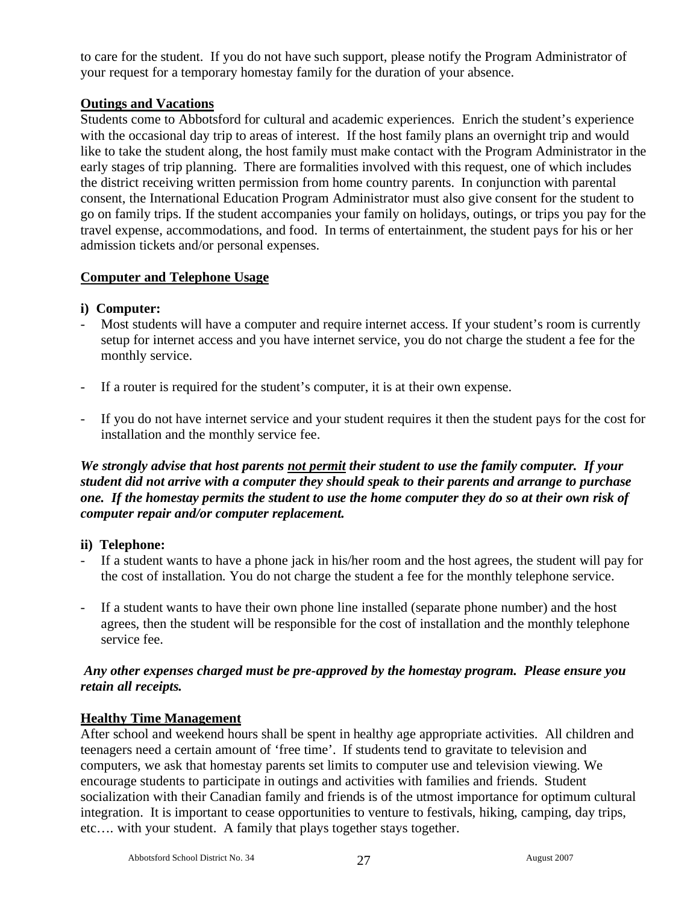to care for the student. If you do not have such support, please notify the Program Administrator of your request for a temporary homestay family for the duration of your absence.

## Outings and Vacations

Students come to Abbotsford for cultural and academic experiences. Enrich the student's experience with the occasional day trip to areas of interest. If the host family plans an overnight trip and would like to take the student along, the host family must make contact with the Program Administrator in the early stages of trip planning. There are formalities involved with this request, one of which includes the district receiving written permission from home country parents. In conjunction with parental consent, the International Education Program Administrator must also give consent for the student to go on family trips. If the student accompanies your family on holidays, outings, or trips you pay for the travel expense, accommodations, and food. In terms of entertainment, the student pays for his or her admission tickets and/or personal expenses.

## Computer and Telephone Usage

**i) Computer:**

- Most students will have a computer and require internet access. If your student's room is currently setup for internet access and you have internet service, you do not charge the student a fee for the monthly service.
- If a router is required for the student's computer, it is at their own expense.
- If you do not have internet service and your student requires it then the student pays for the cost for installation and the monthly service fee.

***We strongly advise that host parents <u>not permit</u> their student to use the family computer. If your student did not arrive with a computer they should speak to their parents and arrange to purchase one. If the homestay permits the student to use the home computer they do so at their own risk of computer repair and/or computer replacement.***

**ii) Telephone:**

- If a student wants to have a phone jack in his/her room and the host agrees, the student will pay for the cost of installation. You do not charge the student a fee for the monthly telephone service.
- If a student wants to have their own phone line installed (separate phone number) and the host agrees, then the student will be responsible for the cost of installation and the monthly telephone service fee.

***Any other expenses charged must be pre-approved by the homestay program. Please ensure you retain all receipts.***

## Healthy Time Management

After school and weekend hours shall be spent in healthy age appropriate activities. All children and teenagers need a certain amount of 'free time'. If students tend to gravitate to television and computers, we ask that homestay parents set limits to computer use and television viewing. We encourage students to participate in outings and activities with families and friends. Student socialization with their Canadian family and friends is of the utmost importance for optimum cultural integration. It is important to cease opportunities to venture to festivals, hiking, camping, day trips, etc…. with your student. A family that plays together stays together.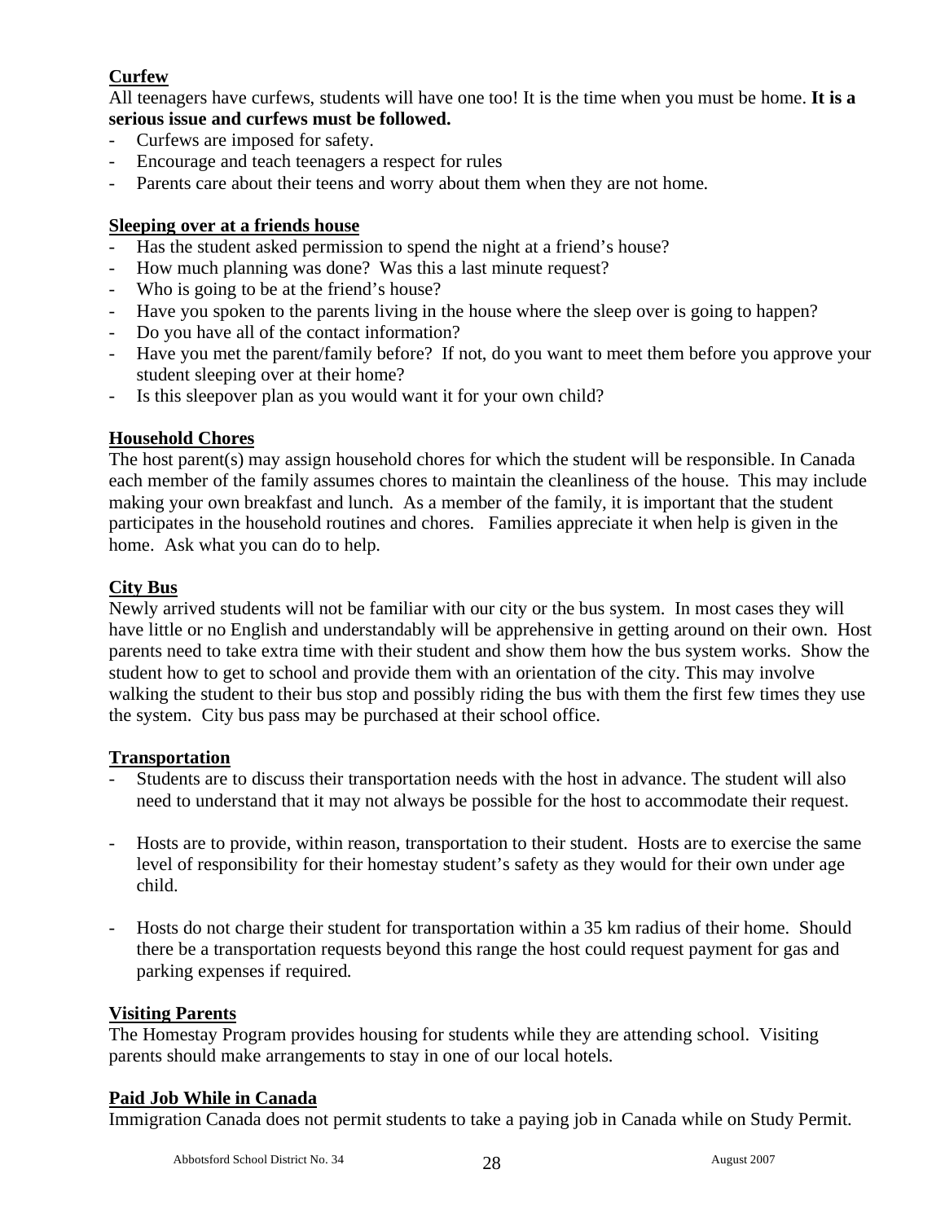**Curfew**

All teenagers have curfews, students will have one too! It is the time when you must be home. **It is a serious issue and curfews must be followed.**

- Curfews are imposed for safety.
- Encourage and teach teenagers a respect for rules
- Parents care about their teens and worry about them when they are not home.

**Sleeping over at a friends house**

- Has the student asked permission to spend the night at a friend's house?
- How much planning was done? Was this a last minute request?
- Who is going to be at the friend's house?
- Have you spoken to the parents living in the house where the sleep over is going to happen?
- Do you have all of the contact information?
- Have you met the parent/family before? If not, do you want to meet them before you approve your student sleeping over at their home?
- Is this sleepover plan as you would want it for your own child?

**Household Chores**

The host parent(s) may assign household chores for which the student will be responsible. In Canada each member of the family assumes chores to maintain the cleanliness of the house. This may include making your own breakfast and lunch. As a member of the family, it is important that the student participates in the household routines and chores. Families appreciate it when help is given in the home. Ask what you can do to help.

**City Bus**

Newly arrived students will not be familiar with our city or the bus system. In most cases they will have little or no English and understandably will be apprehensive in getting around on their own. Host parents need to take extra time with their student and show them how the bus system works. Show the student how to get to school and provide them with an orientation of the city. This may involve walking the student to their bus stop and possibly riding the bus with them the first few times they use the system. City bus pass may be purchased at their school office.

**Transportation**

- Students are to discuss their transportation needs with the host in advance. The student will also need to understand that it may not always be possible for the host to accommodate their request.

- Hosts are to provide, within reason, transportation to their student. Hosts are to exercise the same level of responsibility for their homestay student's safety as they would for their own under age child.

- Hosts do not charge their student for transportation within a 35 km radius of their home. Should there be a transportation requests beyond this range the host could request payment for gas and parking expenses if required.

**Visiting Parents**

The Homestay Program provides housing for students while they are attending school. Visiting parents should make arrangements to stay in one of our local hotels.

**Paid Job While in Canada**

Immigration Canada does not permit students to take a paying job in Canada while on Study Permit.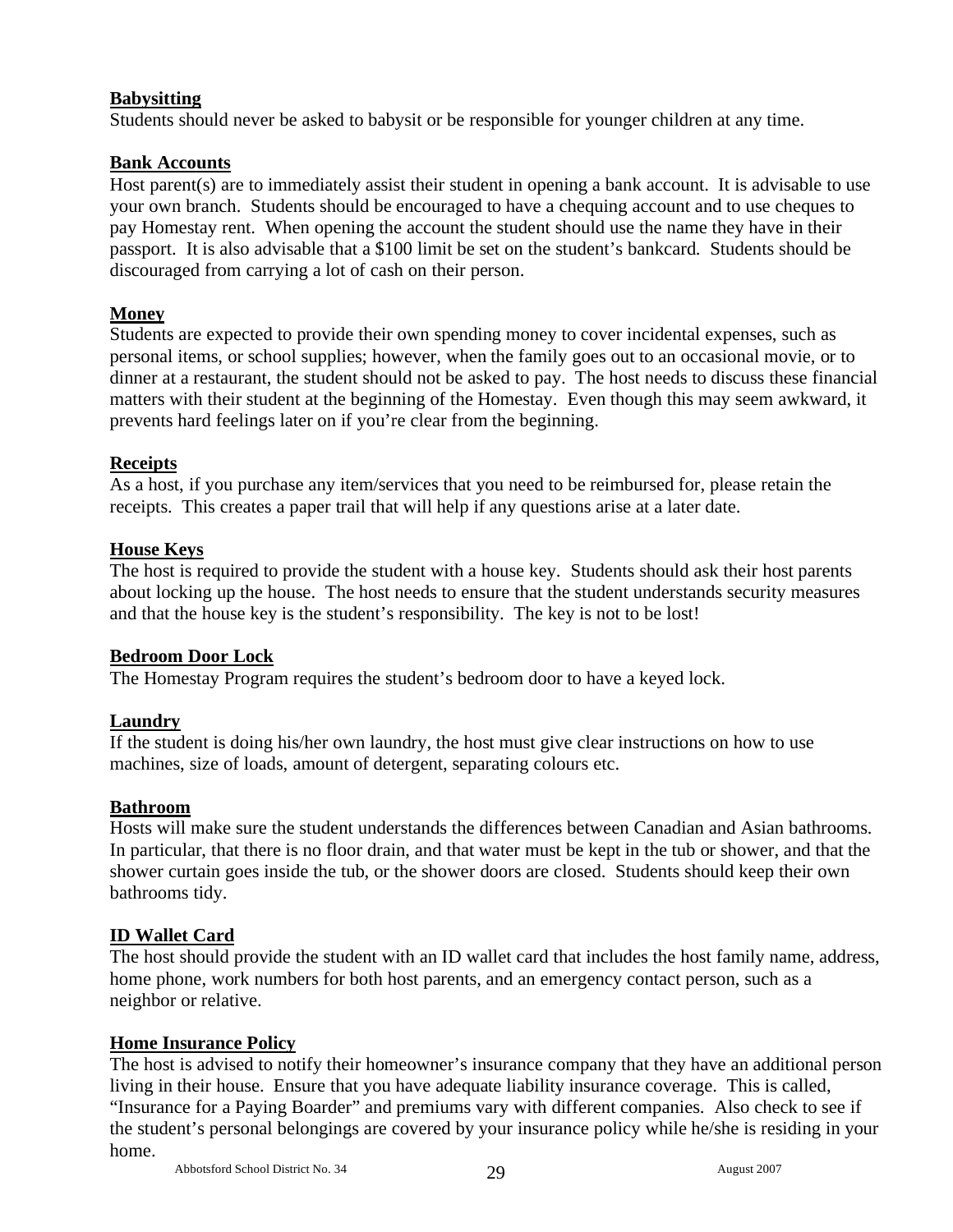**Babysitting**
Students should never be asked to babysit or be responsible for younger children at any time.

**Bank Accounts**
Host parent(s) are to immediately assist their student in opening a bank account. It is advisable to use your own branch. Students should be encouraged to have a chequing account and to use cheques to pay Homestay rent. When opening the account the student should use the name they have in their passport. It is also advisable that a $100 limit be set on the student's bankcard. Students should be discouraged from carrying a lot of cash on their person.

**Money**
Students are expected to provide their own spending money to cover incidental expenses, such as personal items, or school supplies; however, when the family goes out to an occasional movie, or to dinner at a restaurant, the student should not be asked to pay. The host needs to discuss these financial matters with their student at the beginning of the Homestay. Even though this may seem awkward, it prevents hard feelings later on if you're clear from the beginning.

**Receipts**
As a host, if you purchase any item/services that you need to be reimbursed for, please retain the receipts. This creates a paper trail that will help if any questions arise at a later date.

**House Keys**
The host is required to provide the student with a house key. Students should ask their host parents about locking up the house. The host needs to ensure that the student understands security measures and that the house key is the student's responsibility. The key is not to be lost!

**Bedroom Door Lock**
The Homestay Program requires the student's bedroom door to have a keyed lock.

**Laundry**
If the student is doing his/her own laundry, the host must give clear instructions on how to use machines, size of loads, amount of detergent, separating colours etc.

**Bathroom**
Hosts will make sure the student understands the differences between Canadian and Asian bathrooms. In particular, that there is no floor drain, and that water must be kept in the tub or shower, and that the shower curtain goes inside the tub, or the shower doors are closed. Students should keep their own bathrooms tidy.

**ID Wallet Card**
The host should provide the student with an ID wallet card that includes the host family name, address, home phone, work numbers for both host parents, and an emergency contact person, such as a neighbor or relative.

**Home Insurance Policy**
The host is advised to notify their homeowner's insurance company that they have an additional person living in their house. Ensure that you have adequate liability insurance coverage. This is called, "Insurance for a Paying Boarder" and premiums vary with different companies. Also check to see if the student's personal belongings are covered by your insurance policy while he/she is residing in your home.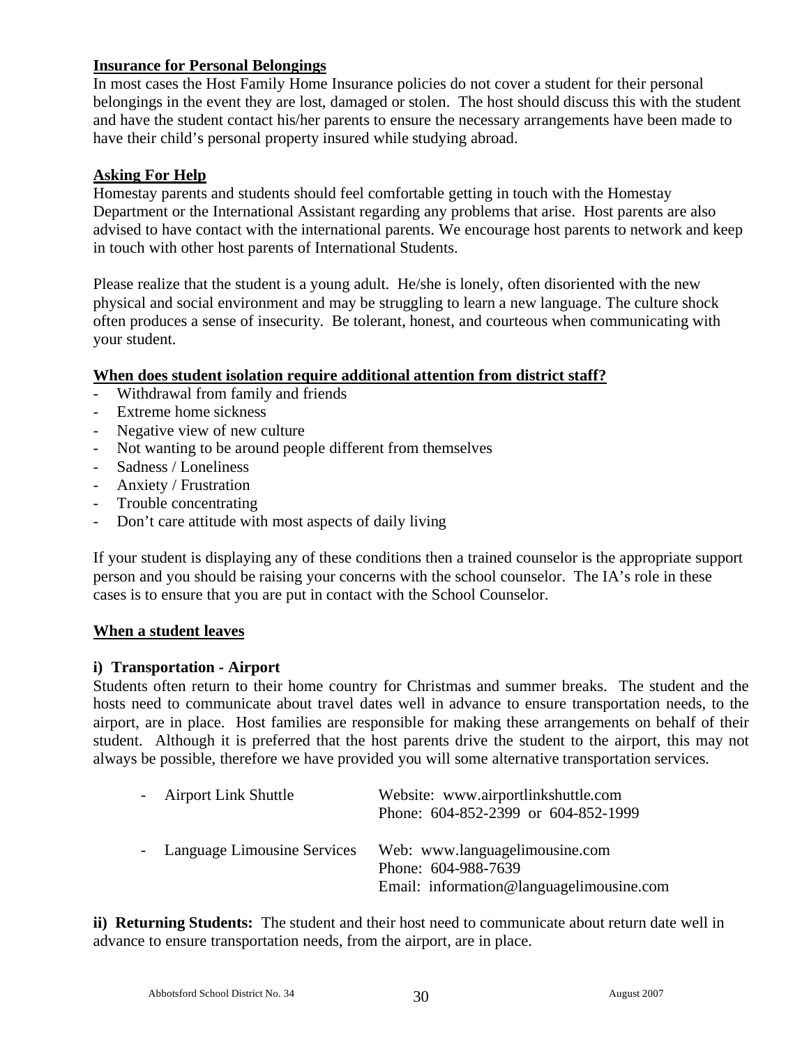**Insurance for Personal Belongings**

In most cases the Host Family Home Insurance policies do not cover a student for their personal belongings in the event they are lost, damaged or stolen. The host should discuss this with the student and have the student contact his/her parents to ensure the necessary arrangements have been made to have their child's personal property insured while studying abroad.

**Asking For Help**

Homestay parents and students should feel comfortable getting in touch with the Homestay Department or the International Assistant regarding any problems that arise. Host parents are also advised to have contact with the international parents. We encourage host parents to network and keep in touch with other host parents of International Students.

Please realize that the student is a young adult. He/she is lonely, often disoriented with the new physical and social environment and may be struggling to learn a new language. The culture shock often produces a sense of insecurity. Be tolerant, honest, and courteous when communicating with your student.

**When does student isolation require additional attention from district staff?**

- Withdrawal from family and friends
- Extreme home sickness
- Negative view of new culture
- Not wanting to be around people different from themselves
- Sadness / Loneliness
- Anxiety / Frustration
- Trouble concentrating
- Don't care attitude with most aspects of daily living

If your student is displaying any of these conditions then a trained counselor is the appropriate support person and you should be raising your concerns with the school counselor. The IA's role in these cases is to ensure that you are put in contact with the School Counselor.

**When a student leaves**

**i) Transportation - Airport**

Students often return to their home country for Christmas and summer breaks. The student and the hosts need to communicate about travel dates well in advance to ensure transportation needs, to the airport, are in place. Host families are responsible for making these arrangements on behalf of their student. Although it is preferred that the host parents drive the student to the airport, this may not always be possible, therefore we have provided you will some alternative transportation services.

- Airport Link Shuttle
  Website: www.airportlinkshuttle.com
  Phone: 604-852-2399 or 604-852-1999

- Language Limousine Services
  Web: www.languagelimousine.com
  Phone: 604-988-7639
  Email: information@languagelimousine.com

**ii) Returning Students:** The student and their host need to communicate about return date well in advance to ensure transportation needs, from the airport, are in place.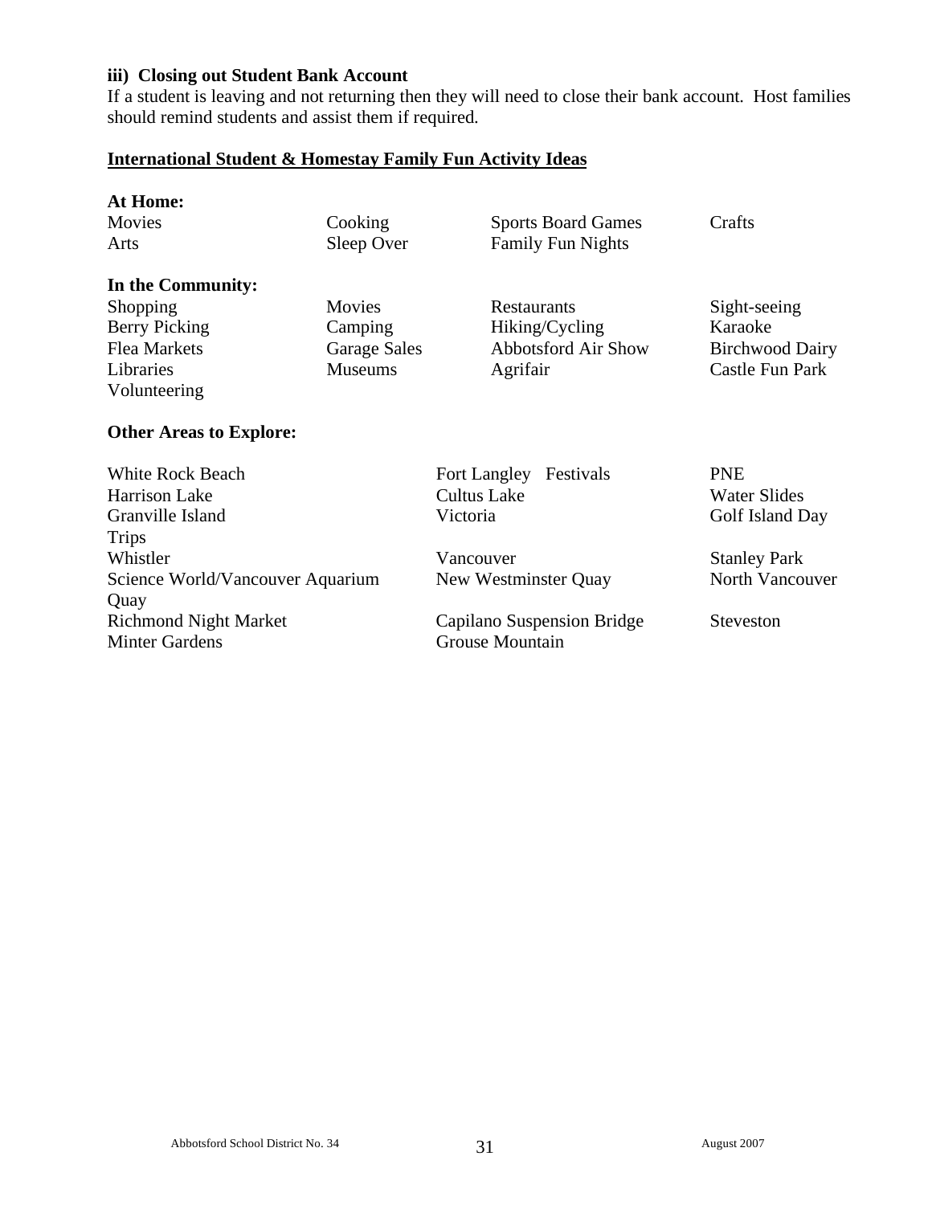### iii) Closing out Student Bank Account

If a student is leaving and not returning then they will need to close their bank account. Host families should remind students and assist them if required.

## International Student & Homestay Family Fun Activity Ideas

**At Home:**

| | | | |
|---|---|---|---|
| Movies | Cooking | Sports Board Games | Crafts |
| Arts | Sleep Over | Family Fun Nights | |

**In the Community:**

| | | | |
|---|---|---|---|
| Shopping | Movies | Restaurants | Sight-seeing |
| Berry Picking | Camping | Hiking/Cycling | Karaoke |
| Flea Markets | Garage Sales | Abbotsford Air Show | Birchwood Dairy |
| Libraries | Museums | Agrifair | Castle Fun Park |
| Volunteering | | | |

**Other Areas to Explore:**

| | | |
|---|---|---|
| White Rock Beach | Fort Langley Festivals | PNE |
| Harrison Lake | Cultus Lake | Water Slides |
| Granville Island | Victoria | Golf Island Day Trips |
| Whistler | Vancouver | Stanley Park |
| Science World/Vancouver Aquarium | New Westminster Quay | North Vancouver Quay |
| Richmond Night Market | Capilano Suspension Bridge | Steveston |
| Minter Gardens | Grouse Mountain | |